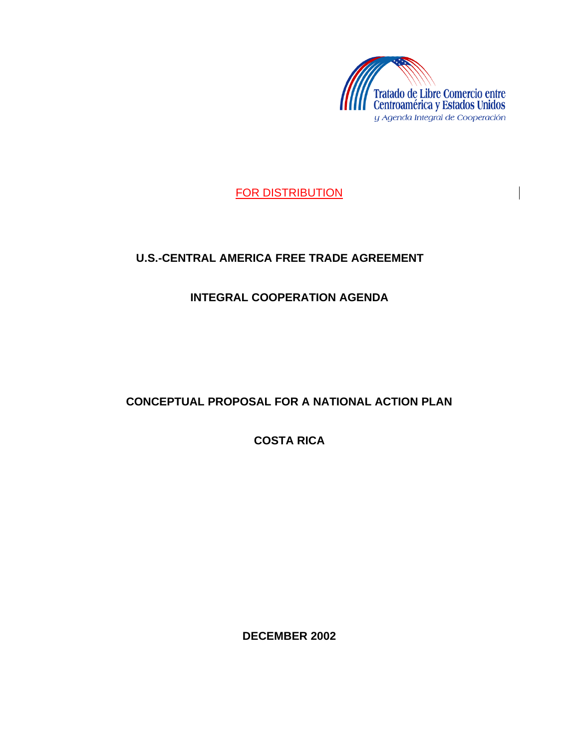Tratado de Libre Comercio entre Centroamérica y Estados Unidos
*y Agenda Integral de Cooperación*

FOR DISTRIBUTION

# U.S.-CENTRAL AMERICA FREE TRADE AGREEMENT

## INTEGRAL COOPERATION AGENDA

## CONCEPTUAL PROPOSAL FOR A NATIONAL ACTION PLAN

## COSTA RICA

**DECEMBER 2002**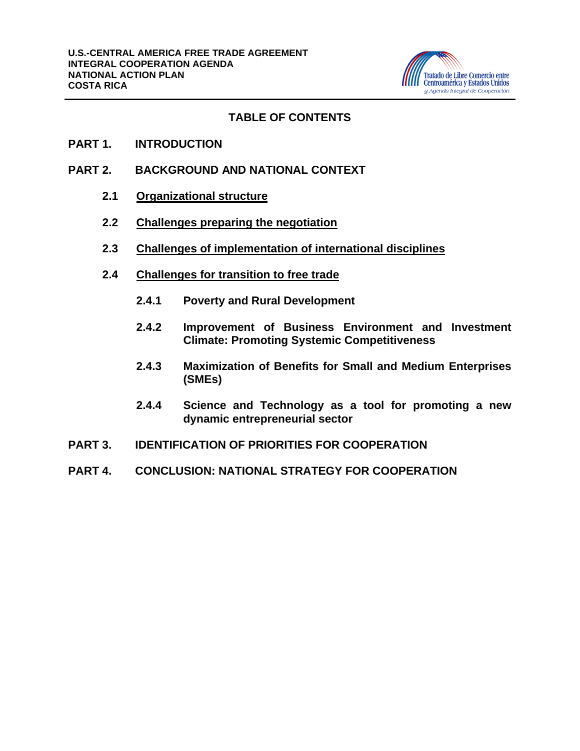## TABLE OF CONTENTS

**PART 1. INTRODUCTION**

**PART 2. BACKGROUND AND NATIONAL CONTEXT**

- **2.1 Organizational structure**
- **2.2 Challenges preparing the negotiation**
- **2.3 Challenges of implementation of international disciplines**
- **2.4 Challenges for transition to free trade**
  - **2.4.1 Poverty and Rural Development**
  - **2.4.2 Improvement of Business Environment and Investment Climate: Promoting Systemic Competitiveness**
  - **2.4.3 Maximization of Benefits for Small and Medium Enterprises (SMEs)**
  - **2.4.4 Science and Technology as a tool for promoting a new dynamic entrepreneurial sector**

**PART 3. IDENTIFICATION OF PRIORITIES FOR COOPERATION**

**PART 4. CONCLUSION: NATIONAL STRATEGY FOR COOPERATION**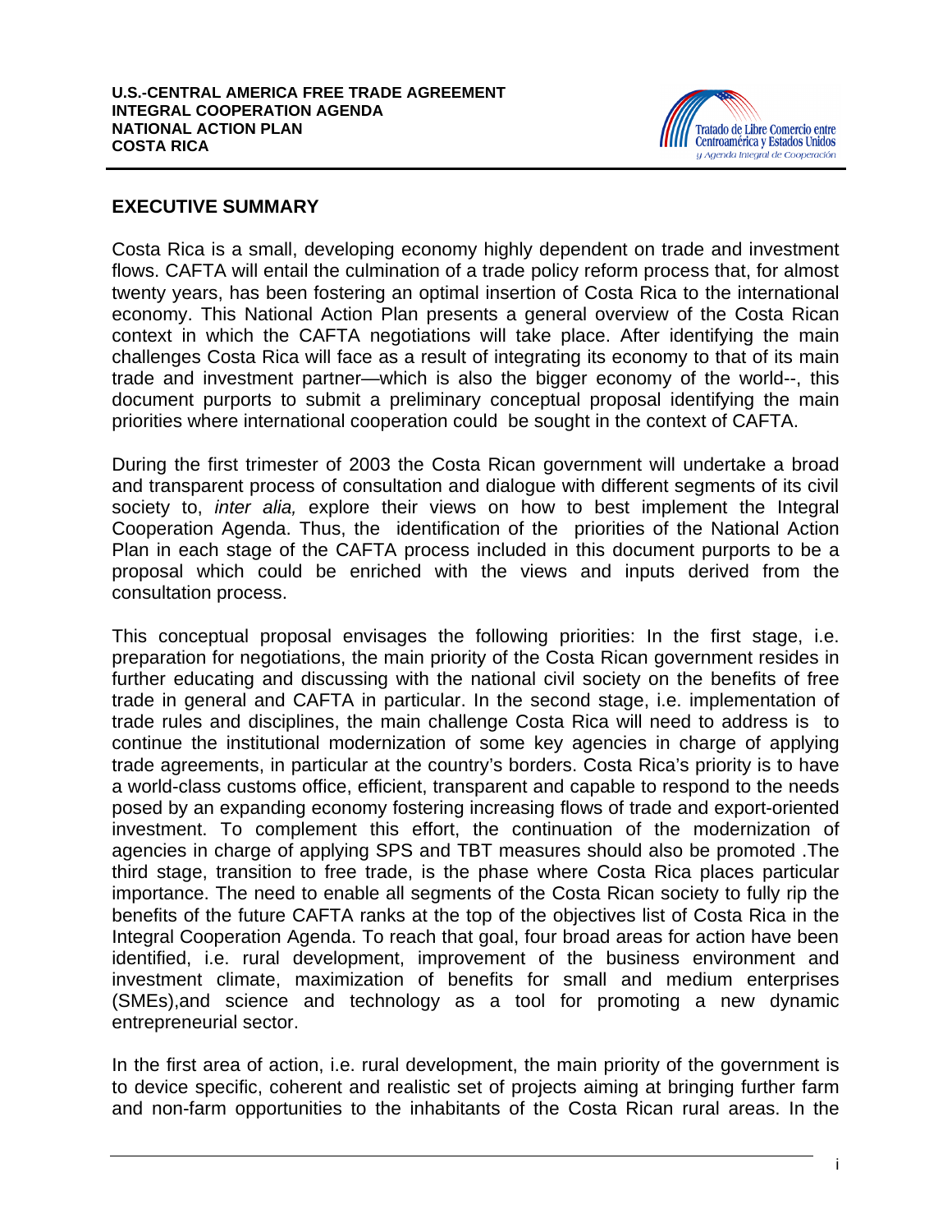## EXECUTIVE SUMMARY

Costa Rica is a small, developing economy highly dependent on trade and investment flows. CAFTA will entail the culmination of a trade policy reform process that, for almost twenty years, has been fostering an optimal insertion of Costa Rica to the international economy. This National Action Plan presents a general overview of the Costa Rican context in which the CAFTA negotiations will take place. After identifying the main challenges Costa Rica will face as a result of integrating its economy to that of its main trade and investment partner—which is also the bigger economy of the world--, this document purports to submit a preliminary conceptual proposal identifying the main priorities where international cooperation could be sought in the context of CAFTA.

During the first trimester of 2003 the Costa Rican government will undertake a broad and transparent process of consultation and dialogue with different segments of its civil society to, *inter alia,* explore their views on how to best implement the Integral Cooperation Agenda. Thus, the identification of the priorities of the National Action Plan in each stage of the CAFTA process included in this document purports to be a proposal which could be enriched with the views and inputs derived from the consultation process.

This conceptual proposal envisages the following priorities: In the first stage, i.e. preparation for negotiations, the main priority of the Costa Rican government resides in further educating and discussing with the national civil society on the benefits of free trade in general and CAFTA in particular. In the second stage, i.e. implementation of trade rules and disciplines, the main challenge Costa Rica will need to address is to continue the institutional modernization of some key agencies in charge of applying trade agreements, in particular at the country's borders. Costa Rica's priority is to have a world-class customs office, efficient, transparent and capable to respond to the needs posed by an expanding economy fostering increasing flows of trade and export-oriented investment. To complement this effort, the continuation of the modernization of agencies in charge of applying SPS and TBT measures should also be promoted .The third stage, transition to free trade, is the phase where Costa Rica places particular importance. The need to enable all segments of the Costa Rican society to fully rip the benefits of the future CAFTA ranks at the top of the objectives list of Costa Rica in the Integral Cooperation Agenda. To reach that goal, four broad areas for action have been identified, i.e. rural development, improvement of the business environment and investment climate, maximization of benefits for small and medium enterprises (SMEs),and science and technology as a tool for promoting a new dynamic entrepreneurial sector.

In the first area of action, i.e. rural development, the main priority of the government is to device specific, coherent and realistic set of projects aiming at bringing further farm and non-farm opportunities to the inhabitants of the Costa Rican rural areas. In the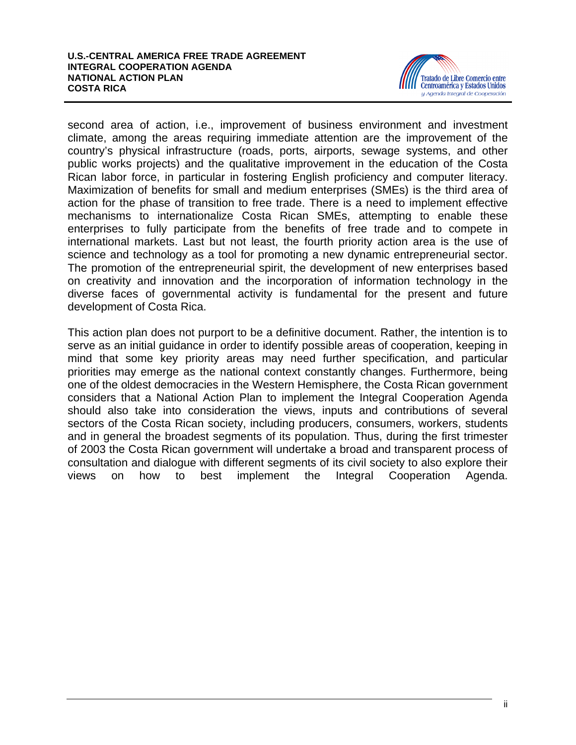second area of action, i.e., improvement of business environment and investment climate, among the areas requiring immediate attention are the improvement of the country's physical infrastructure (roads, ports, airports, sewage systems, and other public works projects) and the qualitative improvement in the education of the Costa Rican labor force, in particular in fostering English proficiency and computer literacy. Maximization of benefits for small and medium enterprises (SMEs) is the third area of action for the phase of transition to free trade. There is a need to implement effective mechanisms to internationalize Costa Rican SMEs, attempting to enable these enterprises to fully participate from the benefits of free trade and to compete in international markets. Last but not least, the fourth priority action area is the use of science and technology as a tool for promoting a new dynamic entrepreneurial sector. The promotion of the entrepreneurial spirit, the development of new enterprises based on creativity and innovation and the incorporation of information technology in the diverse faces of governmental activity is fundamental for the present and future development of Costa Rica.

This action plan does not purport to be a definitive document. Rather, the intention is to serve as an initial guidance in order to identify possible areas of cooperation, keeping in mind that some key priority areas may need further specification, and particular priorities may emerge as the national context constantly changes. Furthermore, being one of the oldest democracies in the Western Hemisphere, the Costa Rican government considers that a National Action Plan to implement the Integral Cooperation Agenda should also take into consideration the views, inputs and contributions of several sectors of the Costa Rican society, including producers, consumers, workers, students and in general the broadest segments of its population. Thus, during the first trimester of 2003 the Costa Rican government will undertake a broad and transparent process of consultation and dialogue with different segments of its civil society to also explore their views on how to best implement the Integral Cooperation Agenda.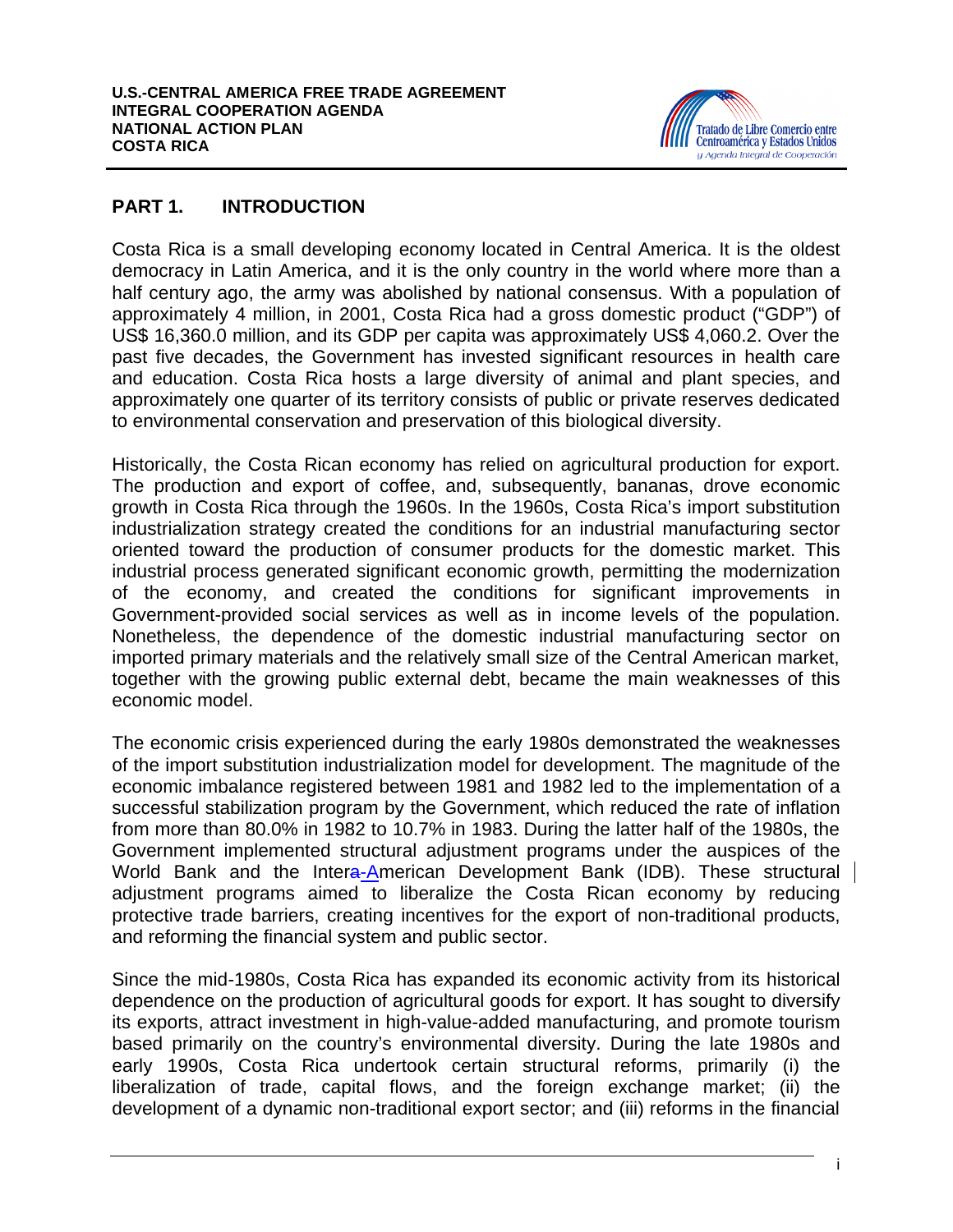## PART 1. INTRODUCTION

Costa Rica is a small developing economy located in Central America. It is the oldest democracy in Latin America, and it is the only country in the world where more than a half century ago, the army was abolished by national consensus. With a population of approximately 4 million, in 2001, Costa Rica had a gross domestic product ("GDP") of US$ 16,360.0 million, and its GDP per capita was approximately US$ 4,060.2. Over the past five decades, the Government has invested significant resources in health care and education. Costa Rica hosts a large diversity of animal and plant species, and approximately one quarter of its territory consists of public or private reserves dedicated to environmental conservation and preservation of this biological diversity.

Historically, the Costa Rican economy has relied on agricultural production for export. The production and export of coffee, and, subsequently, bananas, drove economic growth in Costa Rica through the 1960s. In the 1960s, Costa Rica's import substitution industrialization strategy created the conditions for an industrial manufacturing sector oriented toward the production of consumer products for the domestic market. This industrial process generated significant economic growth, permitting the modernization of the economy, and created the conditions for significant improvements in Government-provided social services as well as in income levels of the population. Nonetheless, the dependence of the domestic industrial manufacturing sector on imported primary materials and the relatively small size of the Central American market, together with the growing public external debt, became the main weaknesses of this economic model.

The economic crisis experienced during the early 1980s demonstrated the weaknesses of the import substitution industrialization model for development. The magnitude of the economic imbalance registered between 1981 and 1982 led to the implementation of a successful stabilization program by the Government, which reduced the rate of inflation from more than 80.0% in 1982 to 10.7% in 1983. During the latter half of the 1980s, the Government implemented structural adjustment programs under the auspices of the World Bank and the Inter-American Development Bank (IDB). These structural adjustment programs aimed to liberalize the Costa Rican economy by reducing protective trade barriers, creating incentives for the export of non-traditional products, and reforming the financial system and public sector.

Since the mid-1980s, Costa Rica has expanded its economic activity from its historical dependence on the production of agricultural goods for export. It has sought to diversify its exports, attract investment in high-value-added manufacturing, and promote tourism based primarily on the country's environmental diversity. During the late 1980s and early 1990s, Costa Rica undertook certain structural reforms, primarily (i) the liberalization of trade, capital flows, and the foreign exchange market; (ii) the development of a dynamic non-traditional export sector; and (iii) reforms in the financial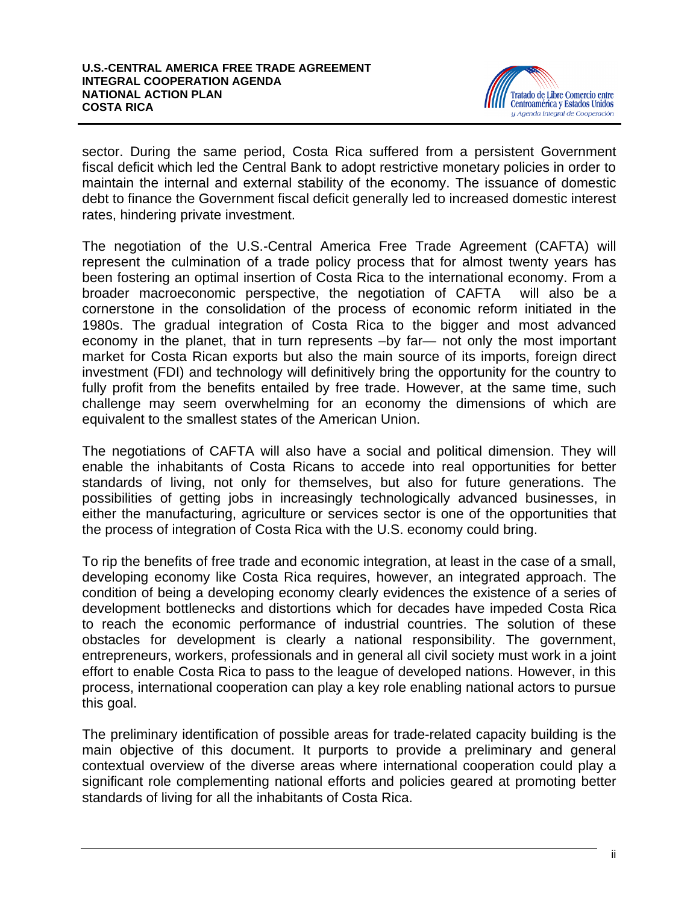sector. During the same period, Costa Rica suffered from a persistent Government fiscal deficit which led the Central Bank to adopt restrictive monetary policies in order to maintain the internal and external stability of the economy. The issuance of domestic debt to finance the Government fiscal deficit generally led to increased domestic interest rates, hindering private investment.

The negotiation of the U.S.-Central America Free Trade Agreement (CAFTA) will represent the culmination of a trade policy process that for almost twenty years has been fostering an optimal insertion of Costa Rica to the international economy. From a broader macroeconomic perspective, the negotiation of CAFTA will also be a cornerstone in the consolidation of the process of economic reform initiated in the 1980s. The gradual integration of Costa Rica to the bigger and most advanced economy in the planet, that in turn represents –by far— not only the most important market for Costa Rican exports but also the main source of its imports, foreign direct investment (FDI) and technology will definitively bring the opportunity for the country to fully profit from the benefits entailed by free trade. However, at the same time, such challenge may seem overwhelming for an economy the dimensions of which are equivalent to the smallest states of the American Union.

The negotiations of CAFTA will also have a social and political dimension. They will enable the inhabitants of Costa Ricans to accede into real opportunities for better standards of living, not only for themselves, but also for future generations. The possibilities of getting jobs in increasingly technologically advanced businesses, in either the manufacturing, agriculture or services sector is one of the opportunities that the process of integration of Costa Rica with the U.S. economy could bring.

To rip the benefits of free trade and economic integration, at least in the case of a small, developing economy like Costa Rica requires, however, an integrated approach. The condition of being a developing economy clearly evidences the existence of a series of development bottlenecks and distortions which for decades have impeded Costa Rica to reach the economic performance of industrial countries. The solution of these obstacles for development is clearly a national responsibility. The government, entrepreneurs, workers, professionals and in general all civil society must work in a joint effort to enable Costa Rica to pass to the league of developed nations. However, in this process, international cooperation can play a key role enabling national actors to pursue this goal.

The preliminary identification of possible areas for trade-related capacity building is the main objective of this document. It purports to provide a preliminary and general contextual overview of the diverse areas where international cooperation could play a significant role complementing national efforts and policies geared at promoting better standards of living for all the inhabitants of Costa Rica.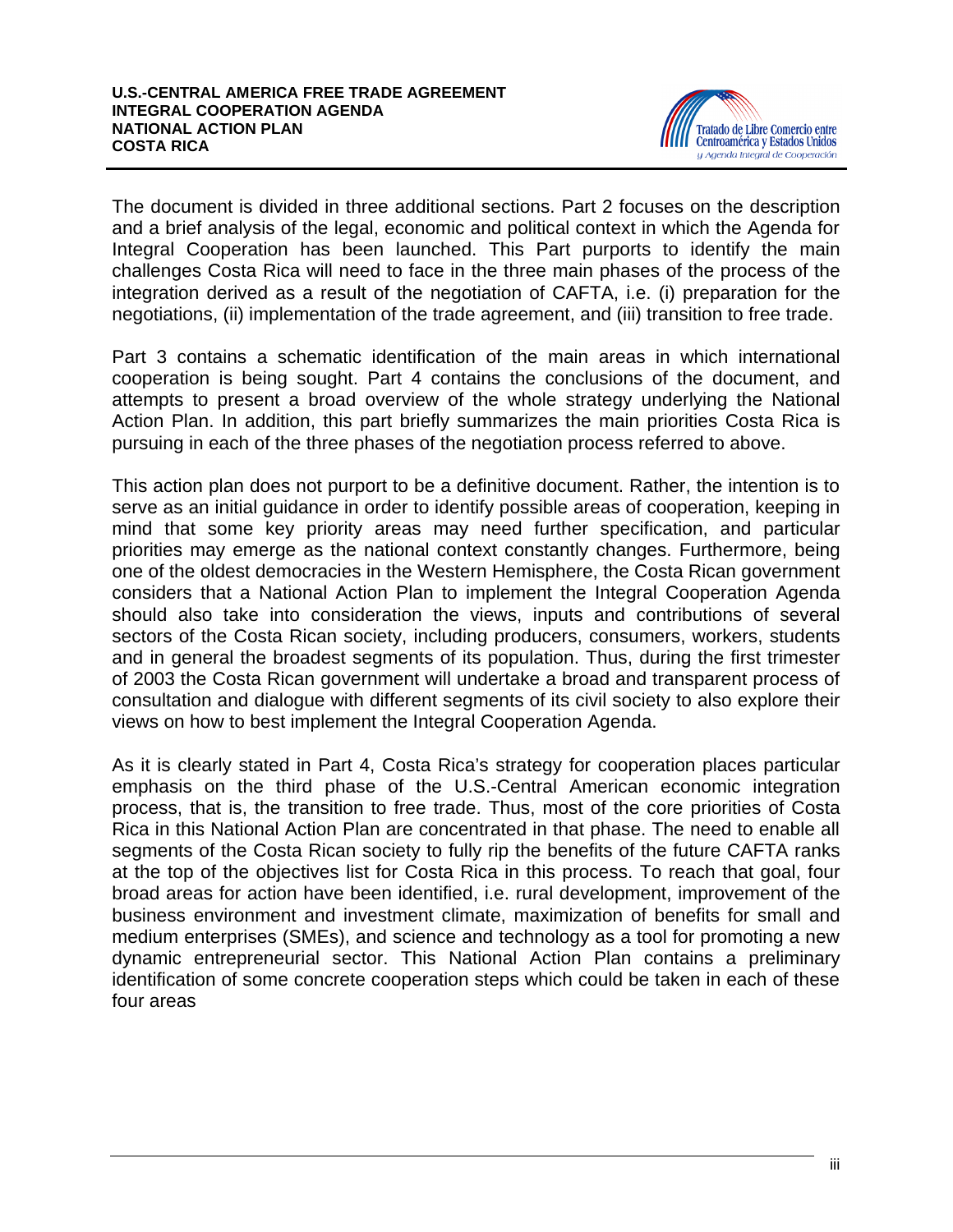The document is divided in three additional sections. Part 2 focuses on the description and a brief analysis of the legal, economic and political context in which the Agenda for Integral Cooperation has been launched. This Part purports to identify the main challenges Costa Rica will need to face in the three main phases of the process of the integration derived as a result of the negotiation of CAFTA, i.e. (i) preparation for the negotiations, (ii) implementation of the trade agreement, and (iii) transition to free trade.

Part 3 contains a schematic identification of the main areas in which international cooperation is being sought. Part 4 contains the conclusions of the document, and attempts to present a broad overview of the whole strategy underlying the National Action Plan. In addition, this part briefly summarizes the main priorities Costa Rica is pursuing in each of the three phases of the negotiation process referred to above.

This action plan does not purport to be a definitive document. Rather, the intention is to serve as an initial guidance in order to identify possible areas of cooperation, keeping in mind that some key priority areas may need further specification, and particular priorities may emerge as the national context constantly changes. Furthermore, being one of the oldest democracies in the Western Hemisphere, the Costa Rican government considers that a National Action Plan to implement the Integral Cooperation Agenda should also take into consideration the views, inputs and contributions of several sectors of the Costa Rican society, including producers, consumers, workers, students and in general the broadest segments of its population. Thus, during the first trimester of 2003 the Costa Rican government will undertake a broad and transparent process of consultation and dialogue with different segments of its civil society to also explore their views on how to best implement the Integral Cooperation Agenda.

As it is clearly stated in Part 4, Costa Rica's strategy for cooperation places particular emphasis on the third phase of the U.S.-Central American economic integration process, that is, the transition to free trade. Thus, most of the core priorities of Costa Rica in this National Action Plan are concentrated in that phase. The need to enable all segments of the Costa Rican society to fully rip the benefits of the future CAFTA ranks at the top of the objectives list for Costa Rica in this process. To reach that goal, four broad areas for action have been identified, i.e. rural development, improvement of the business environment and investment climate, maximization of benefits for small and medium enterprises (SMEs), and science and technology as a tool for promoting a new dynamic entrepreneurial sector. This National Action Plan contains a preliminary identification of some concrete cooperation steps which could be taken in each of these four areas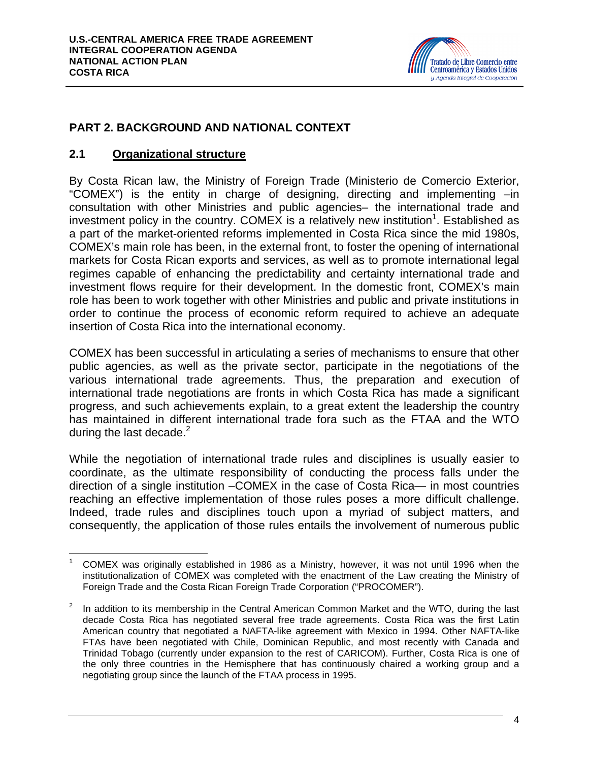## PART 2. BACKGROUND AND NATIONAL CONTEXT

### 2.1 Organizational structure

By Costa Rican law, the Ministry of Foreign Trade (Ministerio de Comercio Exterior, "COMEX") is the entity in charge of designing, directing and implementing –in consultation with other Ministries and public agencies– the international trade and investment policy in the country. COMEX is a relatively new institution[1]. Established as a part of the market-oriented reforms implemented in Costa Rica since the mid 1980s, COMEX's main role has been, in the external front, to foster the opening of international markets for Costa Rican exports and services, as well as to promote international legal regimes capable of enhancing the predictability and certainty international trade and investment flows require for their development. In the domestic front, COMEX's main role has been to work together with other Ministries and public and private institutions in order to continue the process of economic reform required to achieve an adequate insertion of Costa Rica into the international economy.

COMEX has been successful in articulating a series of mechanisms to ensure that other public agencies, as well as the private sector, participate in the negotiations of the various international trade agreements. Thus, the preparation and execution of international trade negotiations are fronts in which Costa Rica has made a significant progress, and such achievements explain, to a great extent the leadership the country has maintained in different international trade fora such as the FTAA and the WTO during the last decade.[2]

While the negotiation of international trade rules and disciplines is usually easier to coordinate, as the ultimate responsibility of conducting the process falls under the direction of a single institution –COMEX in the case of Costa Rica— in most countries reaching an effective implementation of those rules poses a more difficult challenge. Indeed, trade rules and disciplines touch upon a myriad of subject matters, and consequently, the application of those rules entails the involvement of numerous public

---

[1] COMEX was originally established in 1986 as a Ministry, however, it was not until 1996 when the institutionalization of COMEX was completed with the enactment of the Law creating the Ministry of Foreign Trade and the Costa Rican Foreign Trade Corporation ("PROCOMER").

[2] In addition to its membership in the Central American Common Market and the WTO, during the last decade Costa Rica has negotiated several free trade agreements. Costa Rica was the first Latin American country that negotiated a NAFTA-like agreement with Mexico in 1994. Other NAFTA-like FTAs have been negotiated with Chile, Dominican Republic, and most recently with Canada and Trinidad Tobago (currently under expansion to the rest of CARICOM). Further, Costa Rica is one of the only three countries in the Hemisphere that has continuously chaired a working group and a negotiating group since the launch of the FTAA process in 1995.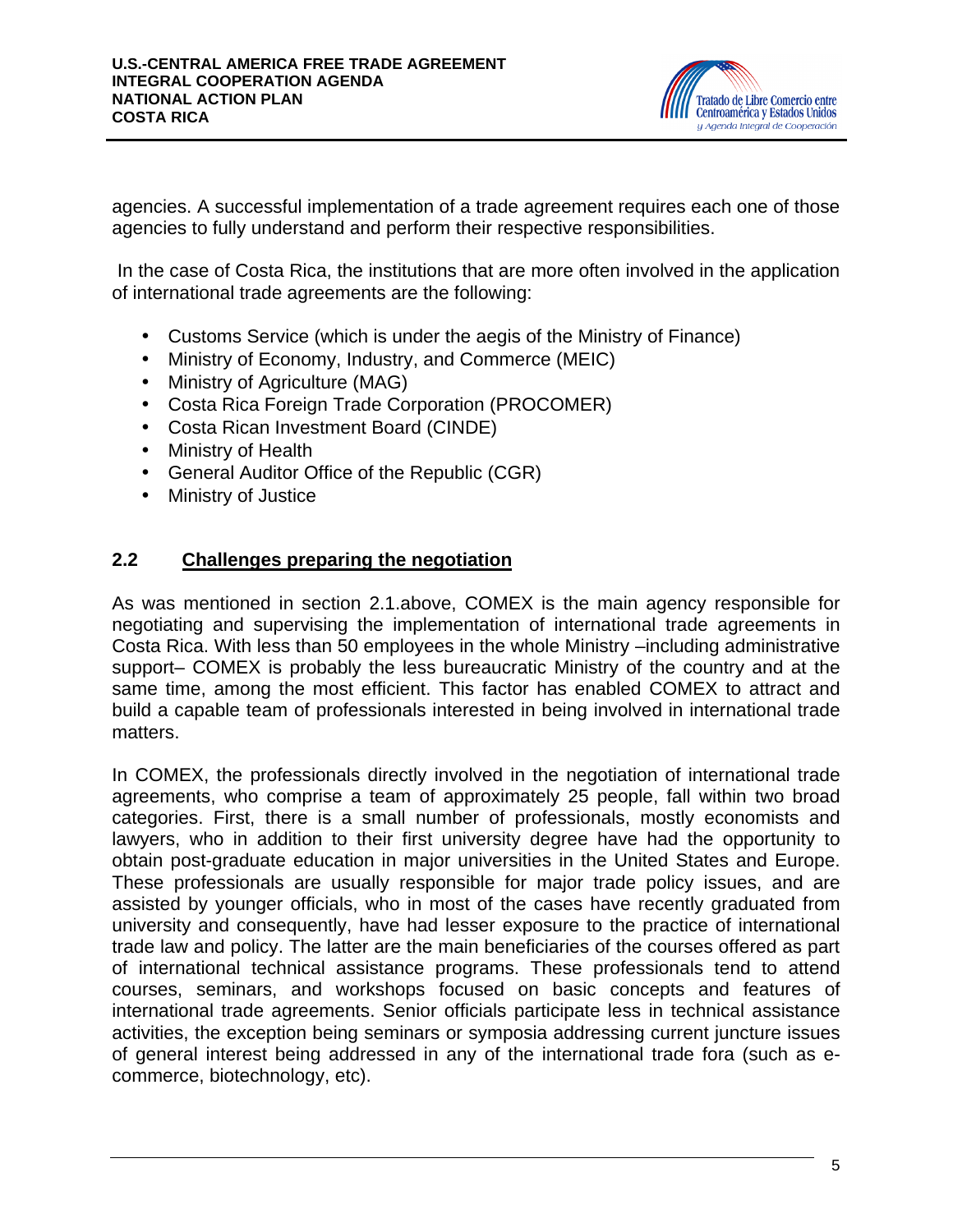agencies. A successful implementation of a trade agreement requires each one of those agencies to fully understand and perform their respective responsibilities.

In the case of Costa Rica, the institutions that are more often involved in the application of international trade agreements are the following:

- Customs Service (which is under the aegis of the Ministry of Finance)
- Ministry of Economy, Industry, and Commerce (MEIC)
- Ministry of Agriculture (MAG)
- Costa Rica Foreign Trade Corporation (PROCOMER)
- Costa Rican Investment Board (CINDE)
- Ministry of Health
- General Auditor Office of the Republic (CGR)
- Ministry of Justice

## 2.2 Challenges preparing the negotiation

As was mentioned in section 2.1.above, COMEX is the main agency responsible for negotiating and supervising the implementation of international trade agreements in Costa Rica. With less than 50 employees in the whole Ministry –including administrative support– COMEX is probably the less bureaucratic Ministry of the country and at the same time, among the most efficient. This factor has enabled COMEX to attract and build a capable team of professionals interested in being involved in international trade matters.

In COMEX, the professionals directly involved in the negotiation of international trade agreements, who comprise a team of approximately 25 people, fall within two broad categories. First, there is a small number of professionals, mostly economists and lawyers, who in addition to their first university degree have had the opportunity to obtain post-graduate education in major universities in the United States and Europe. These professionals are usually responsible for major trade policy issues, and are assisted by younger officials, who in most of the cases have recently graduated from university and consequently, have had lesser exposure to the practice of international trade law and policy. The latter are the main beneficiaries of the courses offered as part of international technical assistance programs. These professionals tend to attend courses, seminars, and workshops focused on basic concepts and features of international trade agreements. Senior officials participate less in technical assistance activities, the exception being seminars or symposia addressing current juncture issues of general interest being addressed in any of the international trade fora (such as e-commerce, biotechnology, etc).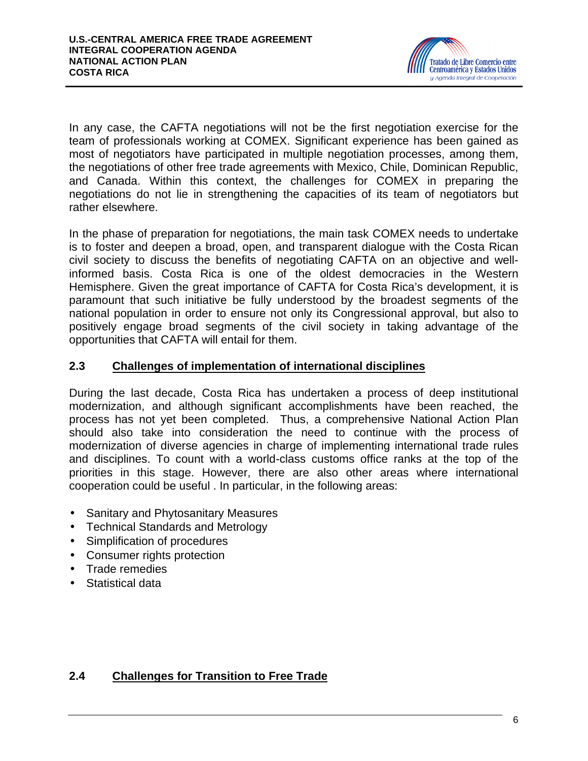In any case, the CAFTA negotiations will not be the first negotiation exercise for the team of professionals working at COMEX. Significant experience has been gained as most of negotiators have participated in multiple negotiation processes, among them, the negotiations of other free trade agreements with Mexico, Chile, Dominican Republic, and Canada. Within this context, the challenges for COMEX in preparing the negotiations do not lie in strengthening the capacities of its team of negotiators but rather elsewhere.

In the phase of preparation for negotiations, the main task COMEX needs to undertake is to foster and deepen a broad, open, and transparent dialogue with the Costa Rican civil society to discuss the benefits of negotiating CAFTA on an objective and well-informed basis. Costa Rica is one of the oldest democracies in the Western Hemisphere. Given the great importance of CAFTA for Costa Rica's development, it is paramount that such initiative be fully understood by the broadest segments of the national population in order to ensure not only its Congressional approval, but also to positively engage broad segments of the civil society in taking advantage of the opportunities that CAFTA will entail for them.

## 2.3 Challenges of implementation of international disciplines

During the last decade, Costa Rica has undertaken a process of deep institutional modernization, and although significant accomplishments have been reached, the process has not yet been completed. Thus, a comprehensive National Action Plan should also take into consideration the need to continue with the process of modernization of diverse agencies in charge of implementing international trade rules and disciplines. To count with a world-class customs office ranks at the top of the priorities in this stage. However, there are also other areas where international cooperation could be useful . In particular, in the following areas:

- Sanitary and Phytosanitary Measures
- Technical Standards and Metrology
- Simplification of procedures
- Consumer rights protection
- Trade remedies
- Statistical data

## 2.4 Challenges for Transition to Free Trade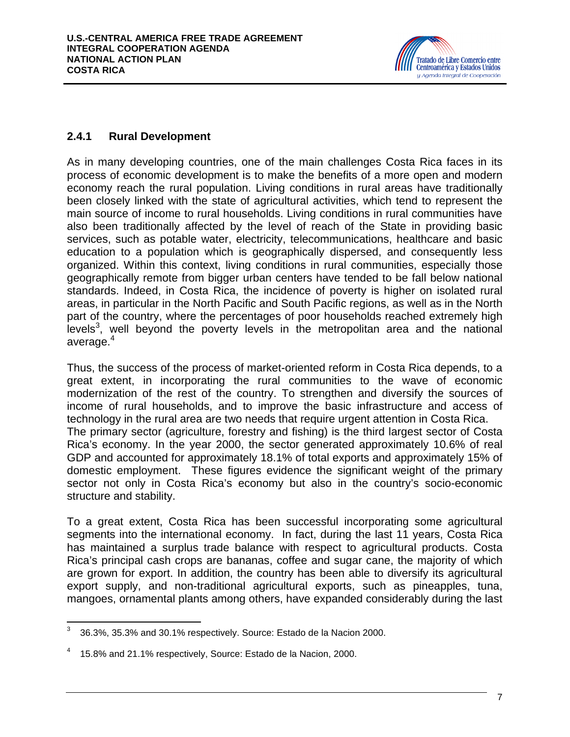### 2.4.1 Rural Development

As in many developing countries, one of the main challenges Costa Rica faces in its process of economic development is to make the benefits of a more open and modern economy reach the rural population. Living conditions in rural areas have traditionally been closely linked with the state of agricultural activities, which tend to represent the main source of income to rural households. Living conditions in rural communities have also been traditionally affected by the level of reach of the State in providing basic services, such as potable water, electricity, telecommunications, healthcare and basic education to a population which is geographically dispersed, and consequently less organized. Within this context, living conditions in rural communities, especially those geographically remote from bigger urban centers have tended to be fall below national standards. Indeed, in Costa Rica, the incidence of poverty is higher on isolated rural areas, in particular in the North Pacific and South Pacific regions, as well as in the North part of the country, where the percentages of poor households reached extremely high levels[3], well beyond the poverty levels in the metropolitan area and the national average.[4]

Thus, the success of the process of market-oriented reform in Costa Rica depends, to a great extent, in incorporating the rural communities to the wave of economic modernization of the rest of the country. To strengthen and diversify the sources of income of rural households, and to improve the basic infrastructure and access of technology in the rural area are two needs that require urgent attention in Costa Rica.
The primary sector (agriculture, forestry and fishing) is the third largest sector of Costa Rica's economy. In the year 2000, the sector generated approximately 10.6% of real GDP and accounted for approximately 18.1% of total exports and approximately 15% of domestic employment. These figures evidence the significant weight of the primary sector not only in Costa Rica's economy but also in the country's socio-economic structure and stability.

To a great extent, Costa Rica has been successful incorporating some agricultural segments into the international economy. In fact, during the last 11 years, Costa Rica has maintained a surplus trade balance with respect to agricultural products. Costa Rica's principal cash crops are bananas, coffee and sugar cane, the majority of which are grown for export. In addition, the country has been able to diversify its agricultural export supply, and non-traditional agricultural exports, such as pineapples, tuna, mangoes, ornamental plants among others, have expanded considerably during the last

---

[3] 36.3%, 35.3% and 30.1% respectively. Source: Estado de la Nacion 2000.

[4] 15.8% and 21.1% respectively, Source: Estado de la Nacion, 2000.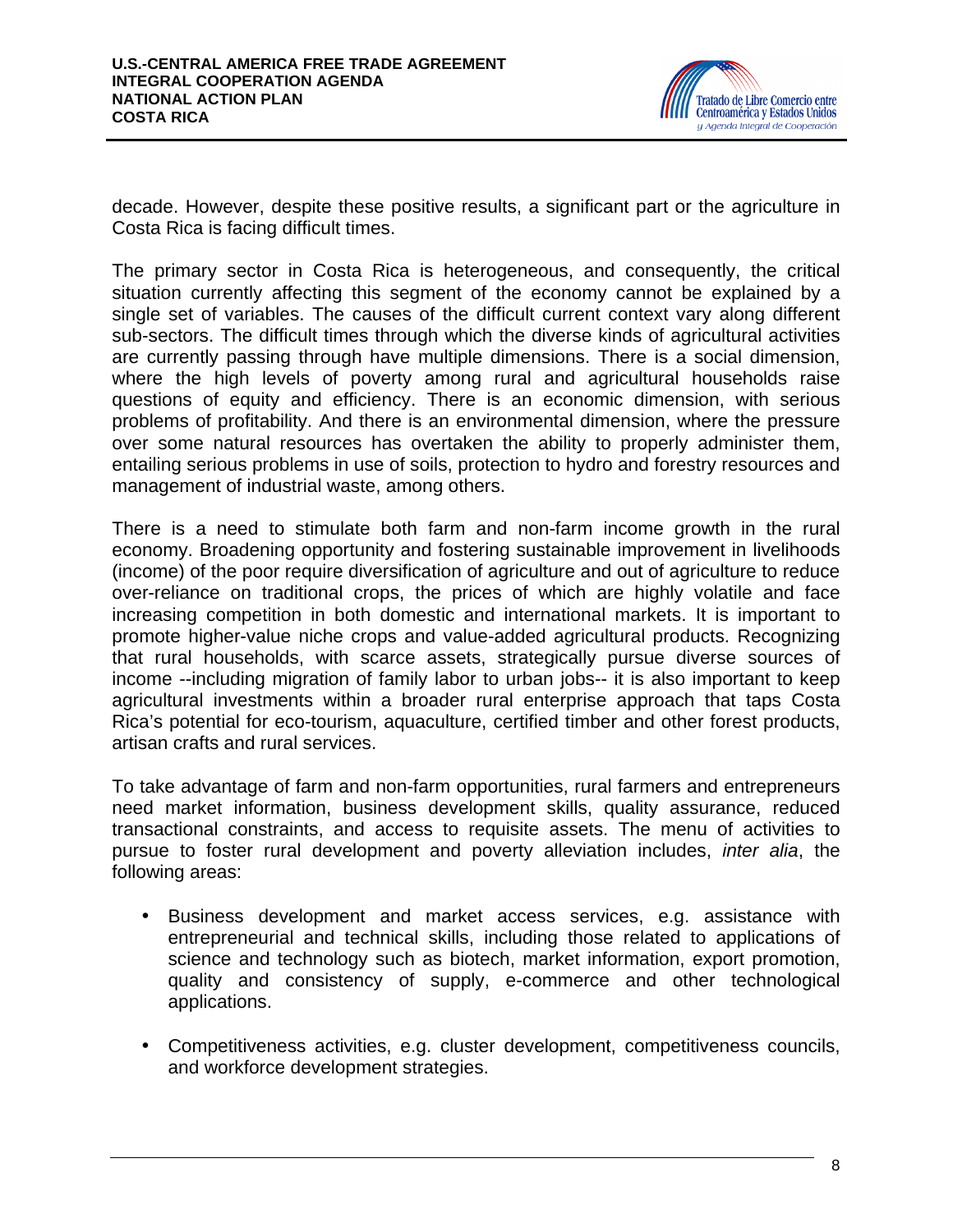decade. However, despite these positive results, a significant part or the agriculture in Costa Rica is facing difficult times.

The primary sector in Costa Rica is heterogeneous, and consequently, the critical situation currently affecting this segment of the economy cannot be explained by a single set of variables. The causes of the difficult current context vary along different sub-sectors. The difficult times through which the diverse kinds of agricultural activities are currently passing through have multiple dimensions. There is a social dimension, where the high levels of poverty among rural and agricultural households raise questions of equity and efficiency. There is an economic dimension, with serious problems of profitability. And there is an environmental dimension, where the pressure over some natural resources has overtaken the ability to properly administer them, entailing serious problems in use of soils, protection to hydro and forestry resources and management of industrial waste, among others.

There is a need to stimulate both farm and non-farm income growth in the rural economy. Broadening opportunity and fostering sustainable improvement in livelihoods (income) of the poor require diversification of agriculture and out of agriculture to reduce over-reliance on traditional crops, the prices of which are highly volatile and face increasing competition in both domestic and international markets. It is important to promote higher-value niche crops and value-added agricultural products. Recognizing that rural households, with scarce assets, strategically pursue diverse sources of income --including migration of family labor to urban jobs-- it is also important to keep agricultural investments within a broader rural enterprise approach that taps Costa Rica's potential for eco-tourism, aquaculture, certified timber and other forest products, artisan crafts and rural services.

To take advantage of farm and non-farm opportunities, rural farmers and entrepreneurs need market information, business development skills, quality assurance, reduced transactional constraints, and access to requisite assets. The menu of activities to pursue to foster rural development and poverty alleviation includes, *inter alia*, the following areas:

- Business development and market access services, e.g. assistance with entrepreneurial and technical skills, including those related to applications of science and technology such as biotech, market information, export promotion, quality and consistency of supply, e-commerce and other technological applications.
- Competitiveness activities, e.g. cluster development, competitiveness councils, and workforce development strategies.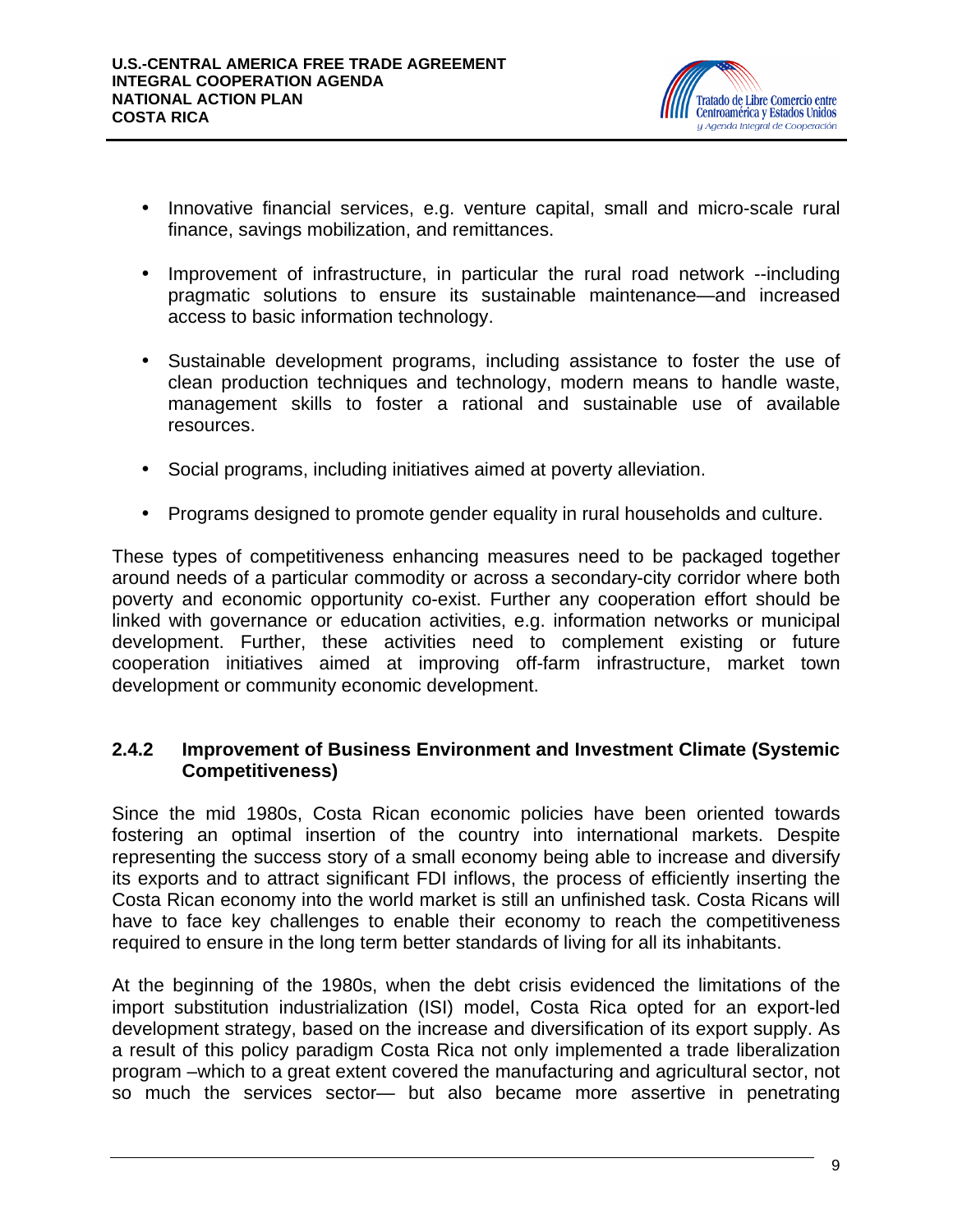- Innovative financial services, e.g. venture capital, small and micro-scale rural finance, savings mobilization, and remittances.
- Improvement of infrastructure, in particular the rural road network --including pragmatic solutions to ensure its sustainable maintenance—and increased access to basic information technology.
- Sustainable development programs, including assistance to foster the use of clean production techniques and technology, modern means to handle waste, management skills to foster a rational and sustainable use of available resources.
- Social programs, including initiatives aimed at poverty alleviation.
- Programs designed to promote gender equality in rural households and culture.

These types of competitiveness enhancing measures need to be packaged together around needs of a particular commodity or across a secondary-city corridor where both poverty and economic opportunity co-exist. Further any cooperation effort should be linked with governance or education activities, e.g. information networks or municipal development. Further, these activities need to complement existing or future cooperation initiatives aimed at improving off-farm infrastructure, market town development or community economic development.

### 2.4.2 Improvement of Business Environment and Investment Climate (Systemic Competitiveness)

Since the mid 1980s, Costa Rican economic policies have been oriented towards fostering an optimal insertion of the country into international markets. Despite representing the success story of a small economy being able to increase and diversify its exports and to attract significant FDI inflows, the process of efficiently inserting the Costa Rican economy into the world market is still an unfinished task. Costa Ricans will have to face key challenges to enable their economy to reach the competitiveness required to ensure in the long term better standards of living for all its inhabitants.

At the beginning of the 1980s, when the debt crisis evidenced the limitations of the import substitution industrialization (ISI) model, Costa Rica opted for an export-led development strategy, based on the increase and diversification of its export supply. As a result of this policy paradigm Costa Rica not only implemented a trade liberalization program –which to a great extent covered the manufacturing and agricultural sector, not so much the services sector— but also became more assertive in penetrating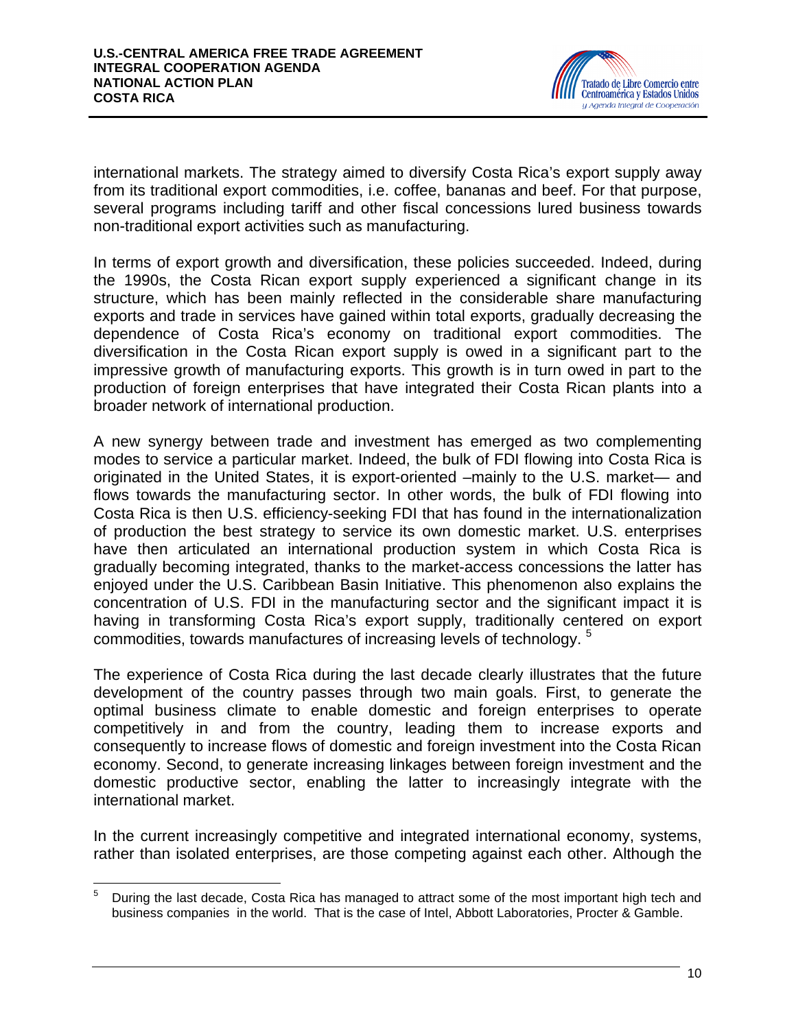international markets. The strategy aimed to diversify Costa Rica's export supply away from its traditional export commodities, i.e. coffee, bananas and beef. For that purpose, several programs including tariff and other fiscal concessions lured business towards non-traditional export activities such as manufacturing.

In terms of export growth and diversification, these policies succeeded. Indeed, during the 1990s, the Costa Rican export supply experienced a significant change in its structure, which has been mainly reflected in the considerable share manufacturing exports and trade in services have gained within total exports, gradually decreasing the dependence of Costa Rica's economy on traditional export commodities. The diversification in the Costa Rican export supply is owed in a significant part to the impressive growth of manufacturing exports. This growth is in turn owed in part to the production of foreign enterprises that have integrated their Costa Rican plants into a broader network of international production.

A new synergy between trade and investment has emerged as two complementing modes to service a particular market. Indeed, the bulk of FDI flowing into Costa Rica is originated in the United States, it is export-oriented –mainly to the U.S. market— and flows towards the manufacturing sector. In other words, the bulk of FDI flowing into Costa Rica is then U.S. efficiency-seeking FDI that has found in the internationalization of production the best strategy to service its own domestic market. U.S. enterprises have then articulated an international production system in which Costa Rica is gradually becoming integrated, thanks to the market-access concessions the latter has enjoyed under the U.S. Caribbean Basin Initiative. This phenomenon also explains the concentration of U.S. FDI in the manufacturing sector and the significant impact it is having in transforming Costa Rica's export supply, traditionally centered on export commodities, towards manufactures of increasing levels of technology. [5]

The experience of Costa Rica during the last decade clearly illustrates that the future development of the country passes through two main goals. First, to generate the optimal business climate to enable domestic and foreign enterprises to operate competitively in and from the country, leading them to increase exports and consequently to increase flows of domestic and foreign investment into the Costa Rican economy. Second, to generate increasing linkages between foreign investment and the domestic productive sector, enabling the latter to increasingly integrate with the international market.

In the current increasingly competitive and integrated international economy, systems, rather than isolated enterprises, are those competing against each other. Although the

---

[5] During the last decade, Costa Rica has managed to attract some of the most important high tech and business companies in the world. That is the case of Intel, Abbott Laboratories, Procter & Gamble.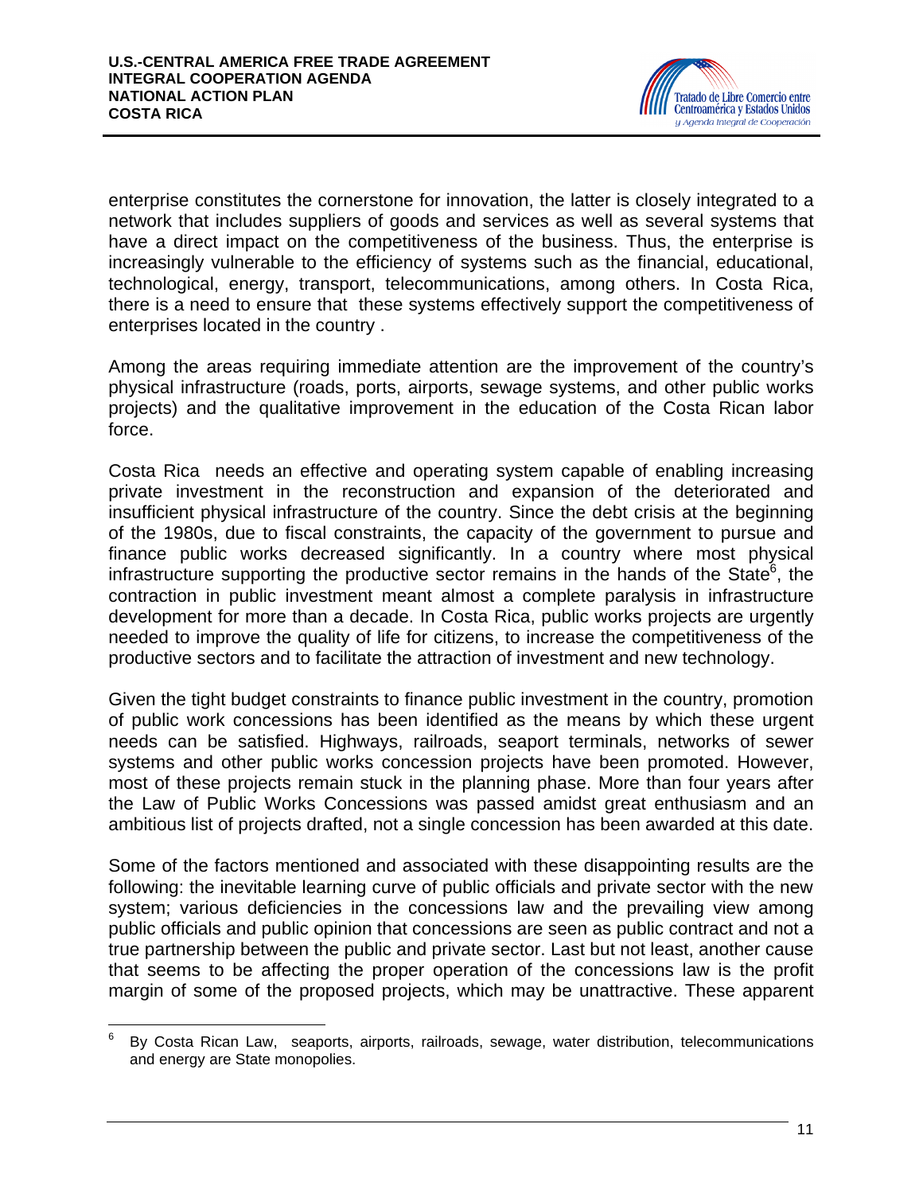enterprise constitutes the cornerstone for innovation, the latter is closely integrated to a network that includes suppliers of goods and services as well as several systems that have a direct impact on the competitiveness of the business. Thus, the enterprise is increasingly vulnerable to the efficiency of systems such as the financial, educational, technological, energy, transport, telecommunications, among others. In Costa Rica, there is a need to ensure that these systems effectively support the competitiveness of enterprises located in the country .

Among the areas requiring immediate attention are the improvement of the country's physical infrastructure (roads, ports, airports, sewage systems, and other public works projects) and the qualitative improvement in the education of the Costa Rican labor force.

Costa Rica needs an effective and operating system capable of enabling increasing private investment in the reconstruction and expansion of the deteriorated and insufficient physical infrastructure of the country. Since the debt crisis at the beginning of the 1980s, due to fiscal constraints, the capacity of the government to pursue and finance public works decreased significantly. In a country where most physical infrastructure supporting the productive sector remains in the hands of the State[6], the contraction in public investment meant almost a complete paralysis in infrastructure development for more than a decade. In Costa Rica, public works projects are urgently needed to improve the quality of life for citizens, to increase the competitiveness of the productive sectors and to facilitate the attraction of investment and new technology.

Given the tight budget constraints to finance public investment in the country, promotion of public work concessions has been identified as the means by which these urgent needs can be satisfied. Highways, railroads, seaport terminals, networks of sewer systems and other public works concession projects have been promoted. However, most of these projects remain stuck in the planning phase. More than four years after the Law of Public Works Concessions was passed amidst great enthusiasm and an ambitious list of projects drafted, not a single concession has been awarded at this date.

Some of the factors mentioned and associated with these disappointing results are the following: the inevitable learning curve of public officials and private sector with the new system; various deficiencies in the concessions law and the prevailing view among public officials and public opinion that concessions are seen as public contract and not a true partnership between the public and private sector. Last but not least, another cause that seems to be affecting the proper operation of the concessions law is the profit margin of some of the proposed projects, which may be unattractive. These apparent

---

[6] By Costa Rican Law, seaports, airports, railroads, sewage, water distribution, telecommunications and energy are State monopolies.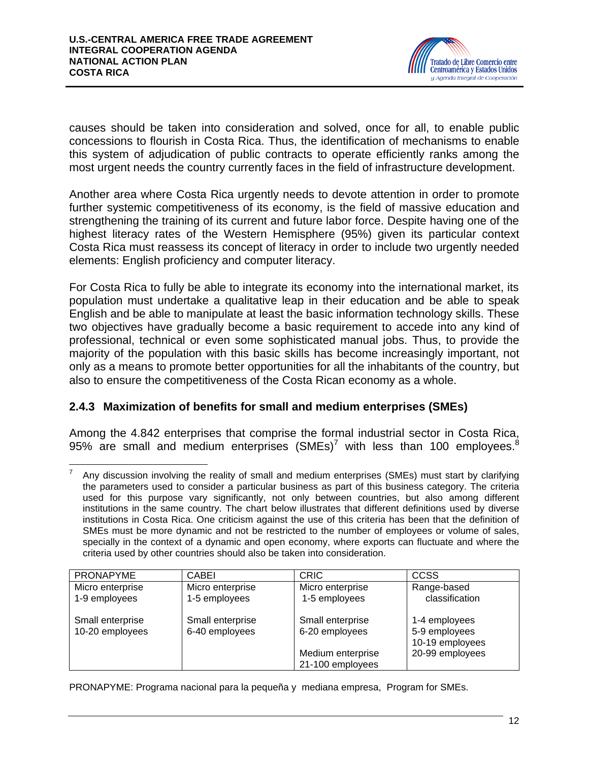causes should be taken into consideration and solved, once for all, to enable public concessions to flourish in Costa Rica. Thus, the identification of mechanisms to enable this system of adjudication of public contracts to operate efficiently ranks among the most urgent needs the country currently faces in the field of infrastructure development.

Another area where Costa Rica urgently needs to devote attention in order to promote further systemic competitiveness of its economy, is the field of massive education and strengthening the training of its current and future labor force. Despite having one of the highest literacy rates of the Western Hemisphere (95%) given its particular context Costa Rica must reassess its concept of literacy in order to include two urgently needed elements: English proficiency and computer literacy.

For Costa Rica to fully be able to integrate its economy into the international market, its population must undertake a qualitative leap in their education and be able to speak English and be able to manipulate at least the basic information technology skills. These two objectives have gradually become a basic requirement to accede into any kind of professional, technical or even some sophisticated manual jobs. Thus, to provide the majority of the population with this basic skills has become increasingly important, not only as a means to promote better opportunities for all the inhabitants of the country, but also to ensure the competitiveness of the Costa Rican economy as a whole.

### 2.4.3 Maximization of benefits for small and medium enterprises (SMEs)

Among the 4.842 enterprises that comprise the formal industrial sector in Costa Rica, 95% are small and medium enterprises (SMEs)[7] with less than 100 employees.[8]

---

[7] Any discussion involving the reality of small and medium enterprises (SMEs) must start by clarifying the parameters used to consider a particular business as part of this business category. The criteria used for this purpose vary significantly, not only between countries, but also among different institutions in the same country. The chart below illustrates that different definitions used by diverse institutions in Costa Rica. One criticism against the use of this criteria has been that the definition of SMEs must be more dynamic and not be restricted to the number of employees or volume of sales, specially in the context of a dynamic and open economy, where exports can fluctuate and where the criteria used by other countries should also be taken into consideration.

| PRONAPYME | CABEI | CRIC | CCSS |
|---|---|---|---|
| Micro enterprise<br>1-9 employees | Micro enterprise<br>1-5 employees | Micro enterprise<br>1-5 employees | Range-based classification |
| Small enterprise<br>10-20 employees | Small enterprise<br>6-40 employees | Small enterprise<br>6-20 employees | 1-4 employees<br>5-9 employees<br>10-19 employees |
| | | Medium enterprise<br>21-100 employees | 20-99 employees |

PRONAPYME: Programa nacional para la pequeña y mediana empresa, Program for SMEs.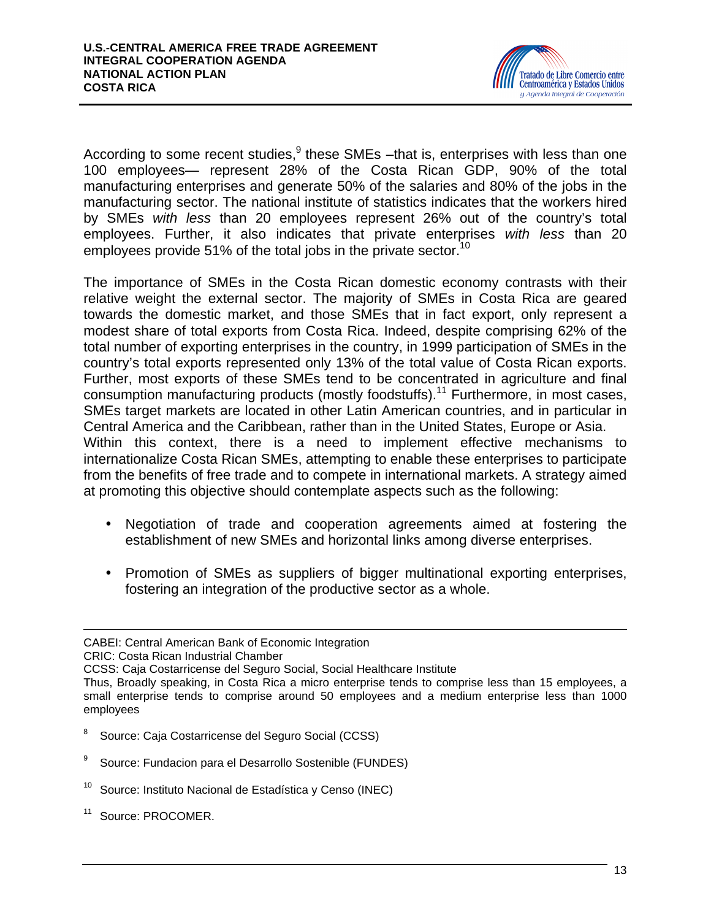According to some recent studies,[9] these SMEs –that is, enterprises with less than one 100 employees— represent 28% of the Costa Rican GDP, 90% of the total manufacturing enterprises and generate 50% of the salaries and 80% of the jobs in the manufacturing sector. The national institute of statistics indicates that the workers hired by SMEs *with less* than 20 employees represent 26% out of the country's total employees. Further, it also indicates that private enterprises *with less* than 20 employees provide 51% of the total jobs in the private sector.[10]

The importance of SMEs in the Costa Rican domestic economy contrasts with their relative weight the external sector. The majority of SMEs in Costa Rica are geared towards the domestic market, and those SMEs that in fact export, only represent a modest share of total exports from Costa Rica. Indeed, despite comprising 62% of the total number of exporting enterprises in the country, in 1999 participation of SMEs in the country's total exports represented only 13% of the total value of Costa Rican exports. Further, most exports of these SMEs tend to be concentrated in agriculture and final consumption manufacturing products (mostly foodstuffs).[11] Furthermore, in most cases, SMEs target markets are located in other Latin American countries, and in particular in Central America and the Caribbean, rather than in the United States, Europe or Asia.
Within this context, there is a need to implement effective mechanisms to internationalize Costa Rican SMEs, attempting to enable these enterprises to participate from the benefits of free trade and to compete in international markets. A strategy aimed at promoting this objective should contemplate aspects such as the following:

- Negotiation of trade and cooperation agreements aimed at fostering the establishment of new SMEs and horizontal links among diverse enterprises.

- Promotion of SMEs as suppliers of bigger multinational exporting enterprises, fostering an integration of the productive sector as a whole.

---

CABEI: Central American Bank of Economic Integration
CRIC: Costa Rican Industrial Chamber
CCSS: Caja Costarricense del Seguro Social, Social Healthcare Institute
Thus, Broadly speaking, in Costa Rica a micro enterprise tends to comprise less than 15 employees, a small enterprise tends to comprise around 50 employees and a medium enterprise less than 1000 employees

[8] Source: Caja Costarricense del Seguro Social (CCSS)

[9] Source: Fundacion para el Desarrollo Sostenible (FUNDES)

[10] Source: Instituto Nacional de Estadística y Censo (INEC)

[11] Source: PROCOMER.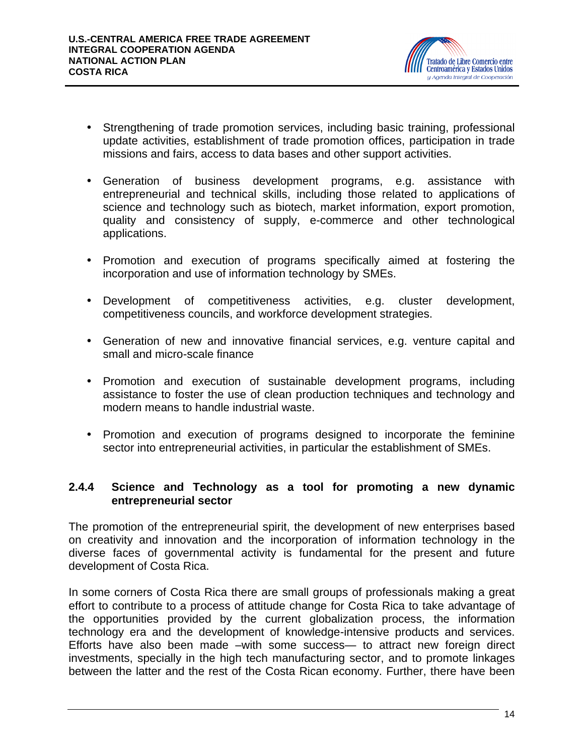- Strengthening of trade promotion services, including basic training, professional update activities, establishment of trade promotion offices, participation in trade missions and fairs, access to data bases and other support activities.

- Generation of business development programs, e.g. assistance with entrepreneurial and technical skills, including those related to applications of science and technology such as biotech, market information, export promotion, quality and consistency of supply, e-commerce and other technological applications.

- Promotion and execution of programs specifically aimed at fostering the incorporation and use of information technology by SMEs.

- Development of competitiveness activities, e.g. cluster development, competitiveness councils, and workforce development strategies.

- Generation of new and innovative financial services, e.g. venture capital and small and micro-scale finance

- Promotion and execution of sustainable development programs, including assistance to foster the use of clean production techniques and technology and modern means to handle industrial waste.

- Promotion and execution of programs designed to incorporate the feminine sector into entrepreneurial activities, in particular the establishment of SMEs.

### 2.4.4 Science and Technology as a tool for promoting a new dynamic entrepreneurial sector

The promotion of the entrepreneurial spirit, the development of new enterprises based on creativity and innovation and the incorporation of information technology in the diverse faces of governmental activity is fundamental for the present and future development of Costa Rica.

In some corners of Costa Rica there are small groups of professionals making a great effort to contribute to a process of attitude change for Costa Rica to take advantage of the opportunities provided by the current globalization process, the information technology era and the development of knowledge-intensive products and services. Efforts have also been made –with some success— to attract new foreign direct investments, specially in the high tech manufacturing sector, and to promote linkages between the latter and the rest of the Costa Rican economy. Further, there have been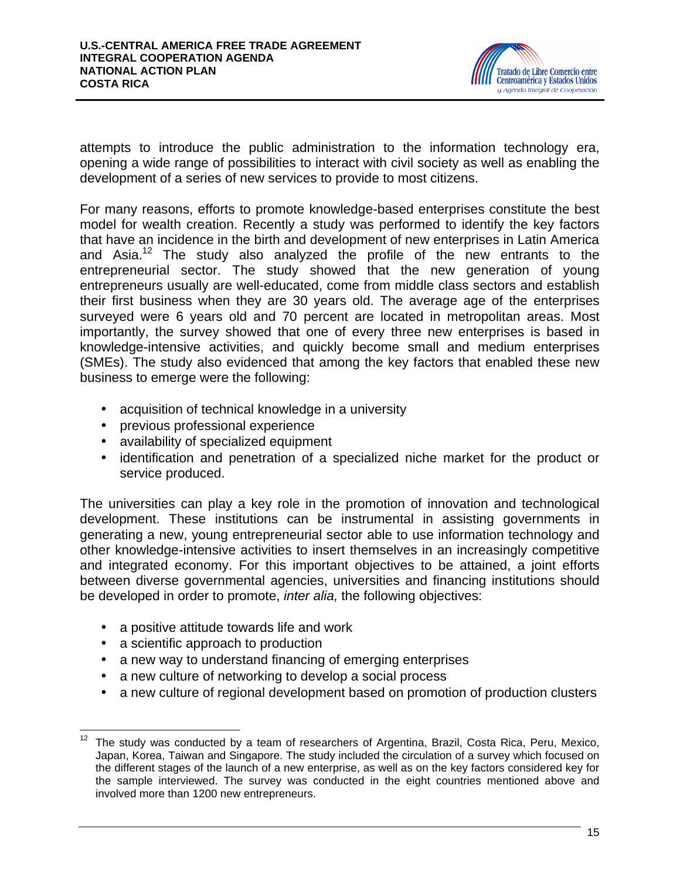attempts to introduce the public administration to the information technology era, opening a wide range of possibilities to interact with civil society as well as enabling the development of a series of new services to provide to most citizens.

For many reasons, efforts to promote knowledge-based enterprises constitute the best model for wealth creation. Recently a study was performed to identify the key factors that have an incidence in the birth and development of new enterprises in Latin America and Asia.[12] The study also analyzed the profile of the new entrants to the entrepreneurial sector. The study showed that the new generation of young entrepreneurs usually are well-educated, come from middle class sectors and establish their first business when they are 30 years old. The average age of the enterprises surveyed were 6 years old and 70 percent are located in metropolitan areas. Most importantly, the survey showed that one of every three new enterprises is based in knowledge-intensive activities, and quickly become small and medium enterprises (SMEs). The study also evidenced that among the key factors that enabled these new business to emerge were the following:

- acquisition of technical knowledge in a university
- previous professional experience
- availability of specialized equipment
- identification and penetration of a specialized niche market for the product or service produced.

The universities can play a key role in the promotion of innovation and technological development. These institutions can be instrumental in assisting governments in generating a new, young entrepreneurial sector able to use information technology and other knowledge-intensive activities to insert themselves in an increasingly competitive and integrated economy. For this important objectives to be attained, a joint efforts between diverse governmental agencies, universities and financing institutions should be developed in order to promote, *inter alia,* the following objectives:

- a positive attitude towards life and work
- a scientific approach to production
- a new way to understand financing of emerging enterprises
- a new culture of networking to develop a social process
- a new culture of regional development based on promotion of production clusters

[12] The study was conducted by a team of researchers of Argentina, Brazil, Costa Rica, Peru, Mexico, Japan, Korea, Taiwan and Singapore. The study included the circulation of a survey which focused on the different stages of the launch of a new enterprise, as well as on the key factors considered key for the sample interviewed. The survey was conducted in the eight countries mentioned above and involved more than 1200 new entrepreneurs.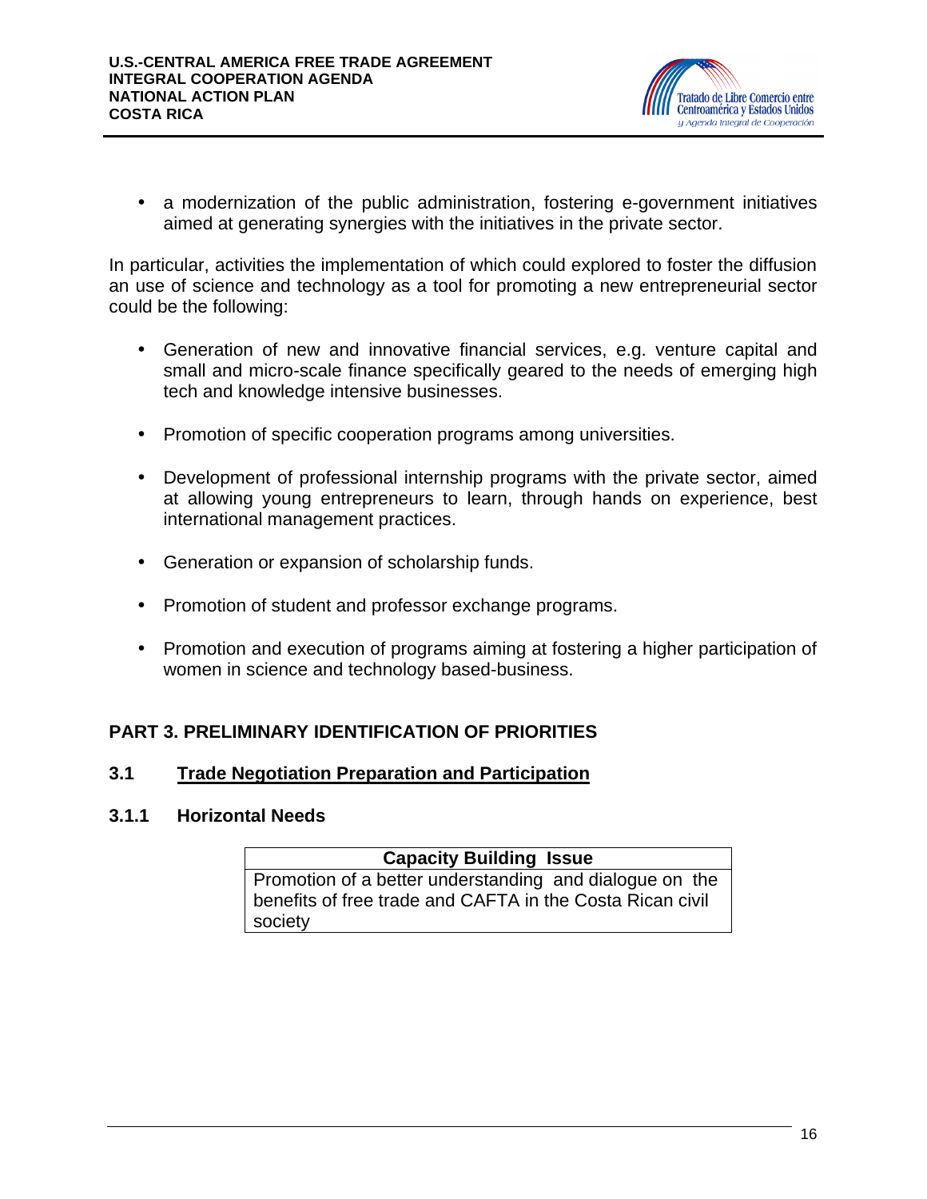- a modernization of the public administration, fostering e-government initiatives aimed at generating synergies with the initiatives in the private sector.

In particular, activities the implementation of which could explored to foster the diffusion an use of science and technology as a tool for promoting a new entrepreneurial sector could be the following:

- Generation of new and innovative financial services, e.g. venture capital and small and micro-scale finance specifically geared to the needs of emerging high tech and knowledge intensive businesses.
- Promotion of specific cooperation programs among universities.
- Development of professional internship programs with the private sector, aimed at allowing young entrepreneurs to learn, through hands on experience, best international management practices.
- Generation or expansion of scholarship funds.
- Promotion of student and professor exchange programs.
- Promotion and execution of programs aiming at fostering a higher participation of women in science and technology based-business.

## PART 3. PRELIMINARY IDENTIFICATION OF PRIORITIES

### 3.1 Trade Negotiation Preparation and Participation

#### 3.1.1 Horizontal Needs

| Capacity Building Issue |
|---|
| Promotion of a better understanding and dialogue on the benefits of free trade and CAFTA in the Costa Rican civil society |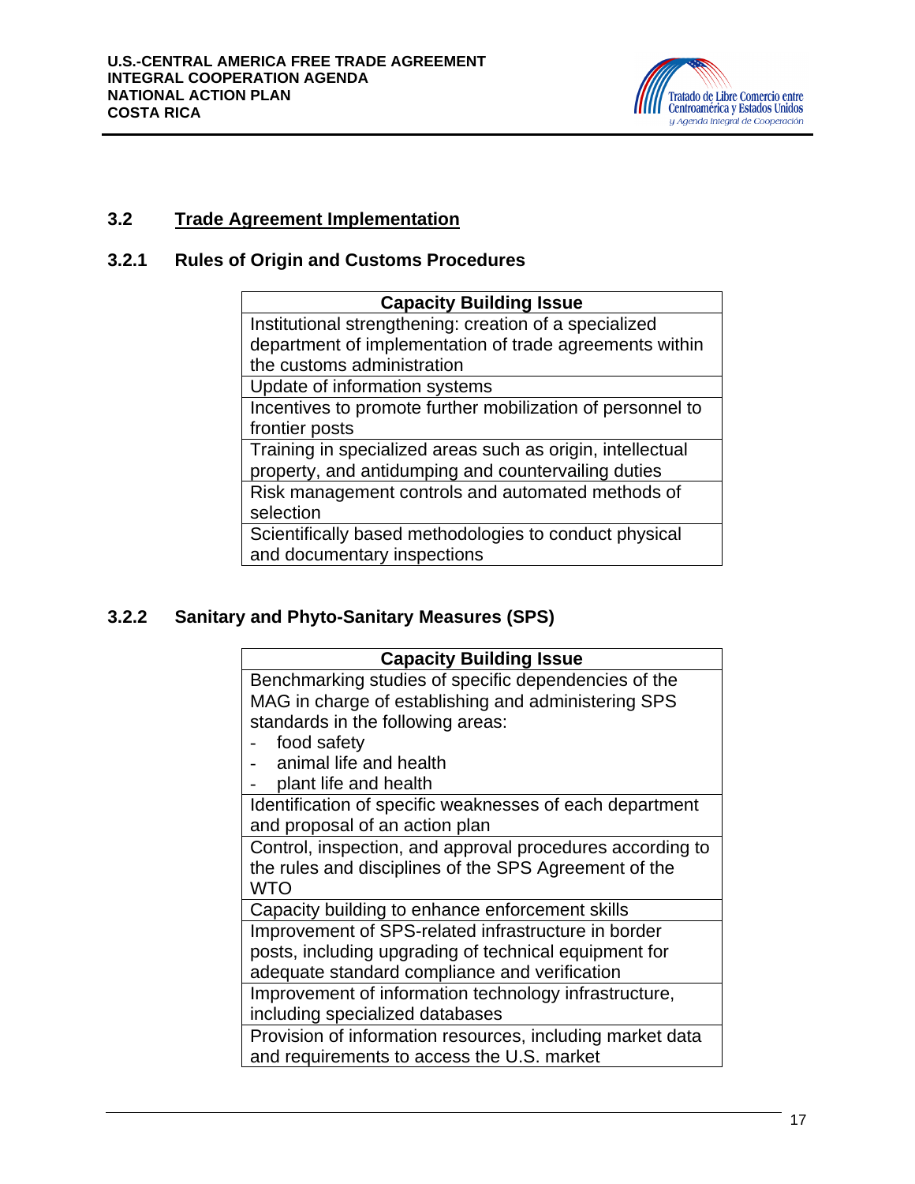## 3.2 Trade Agreement Implementation

### 3.2.1 Rules of Origin and Customs Procedures

| Capacity Building Issue |
|---|
| Institutional strengthening: creation of a specialized department of implementation of trade agreements within the customs administration |
| Update of information systems |
| Incentives to promote further mobilization of personnel to frontier posts |
| Training in specialized areas such as origin, intellectual property, and antidumping and countervailing duties |
| Risk management controls and automated methods of selection |
| Scientifically based methodologies to conduct physical and documentary inspections |

### 3.2.2 Sanitary and Phyto-Sanitary Measures (SPS)

| Capacity Building Issue |
|---|
| Benchmarking studies of specific dependencies of the MAG in charge of establishing and administering SPS standards in the following areas:<br>- food safety<br>- animal life and health<br>- plant life and health |
| Identification of specific weaknesses of each department and proposal of an action plan |
| Control, inspection, and approval procedures according to the rules and disciplines of the SPS Agreement of the WTO |
| Capacity building to enhance enforcement skills |
| Improvement of SPS-related infrastructure in border posts, including upgrading of technical equipment for adequate standard compliance and verification |
| Improvement of information technology infrastructure, including specialized databases |
| Provision of information resources, including market data and requirements to access the U.S. market |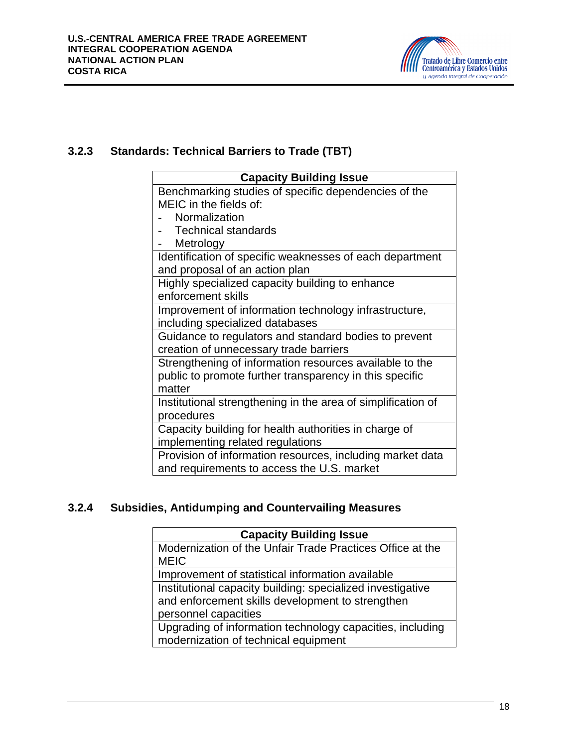### 3.2.3 Standards: Technical Barriers to Trade (TBT)

| Capacity Building Issue |
|---|
| Benchmarking studies of specific dependencies of the MEIC in the fields of:<br>- Normalization<br>- Technical standards<br>- Metrology |
| Identification of specific weaknesses of each department and proposal of an action plan |
| Highly specialized capacity building to enhance enforcement skills |
| Improvement of information technology infrastructure, including specialized databases |
| Guidance to regulators and standard bodies to prevent creation of unnecessary trade barriers |
| Strengthening of information resources available to the public to promote further transparency in this specific matter |
| Institutional strengthening in the area of simplification of procedures |
| Capacity building for health authorities in charge of implementing related regulations |
| Provision of information resources, including market data and requirements to access the U.S. market |

### 3.2.4 Subsidies, Antidumping and Countervailing Measures

| Capacity Building Issue |
|---|
| Modernization of the Unfair Trade Practices Office at the MEIC |
| Improvement of statistical information available |
| Institutional capacity building: specialized investigative and enforcement skills development to strengthen personnel capacities |
| Upgrading of information technology capacities, including modernization of technical equipment |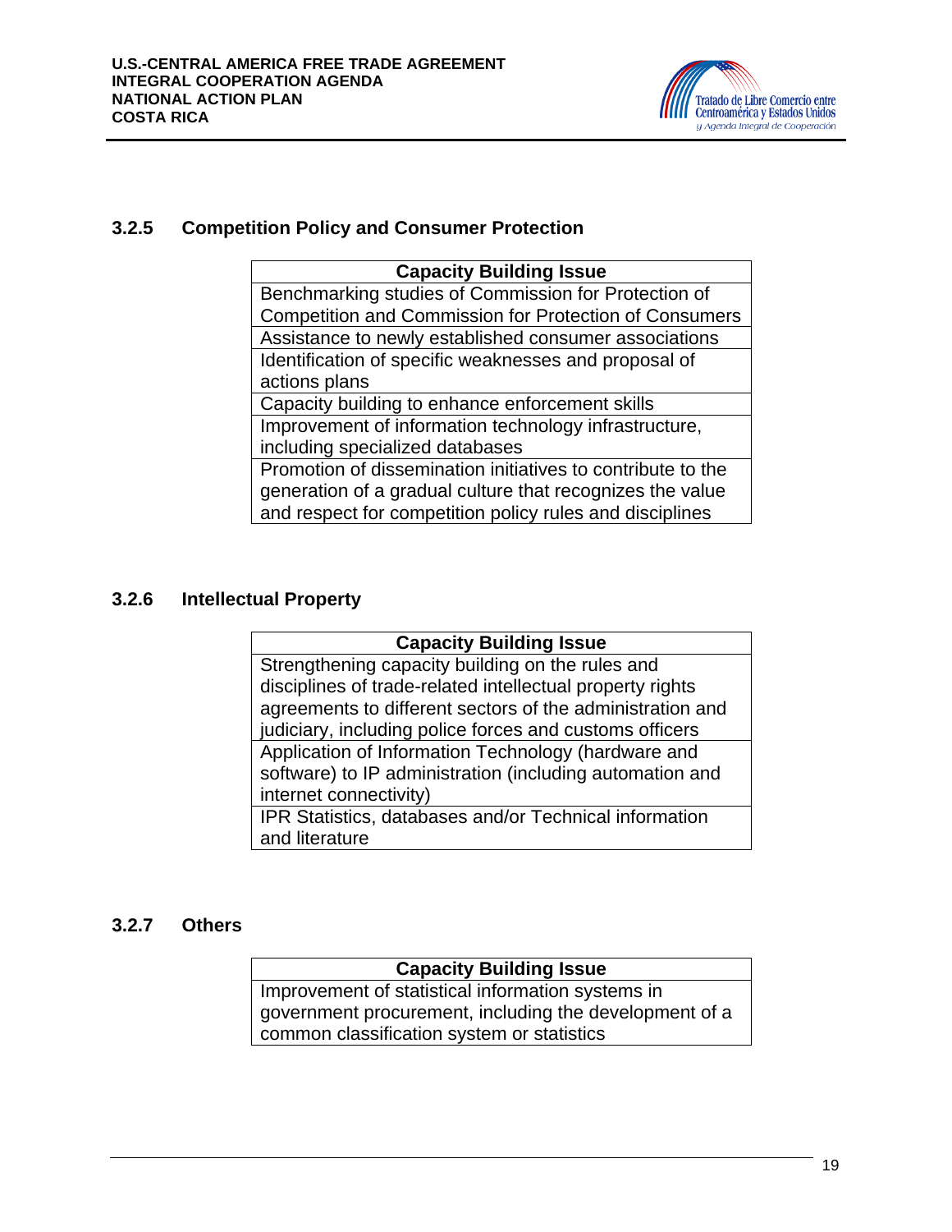### 3.2.5 Competition Policy and Consumer Protection

| Capacity Building Issue |
|---|
| Benchmarking studies of Commission for Protection of Competition and Commission for Protection of Consumers |
| Assistance to newly established consumer associations |
| Identification of specific weaknesses and proposal of actions plans |
| Capacity building to enhance enforcement skills |
| Improvement of information technology infrastructure, including specialized databases |
| Promotion of dissemination initiatives to contribute to the generation of a gradual culture that recognizes the value and respect for competition policy rules and disciplines |

### 3.2.6 Intellectual Property

| Capacity Building Issue |
|---|
| Strengthening capacity building on the rules and disciplines of trade-related intellectual property rights agreements to different sectors of the administration and judiciary, including police forces and customs officers |
| Application of Information Technology (hardware and software) to IP administration (including automation and internet connectivity) |
| IPR Statistics, databases and/or Technical information and literature |

### 3.2.7 Others

| Capacity Building Issue |
|---|
| Improvement of statistical information systems in government procurement, including the development of a common classification system or statistics |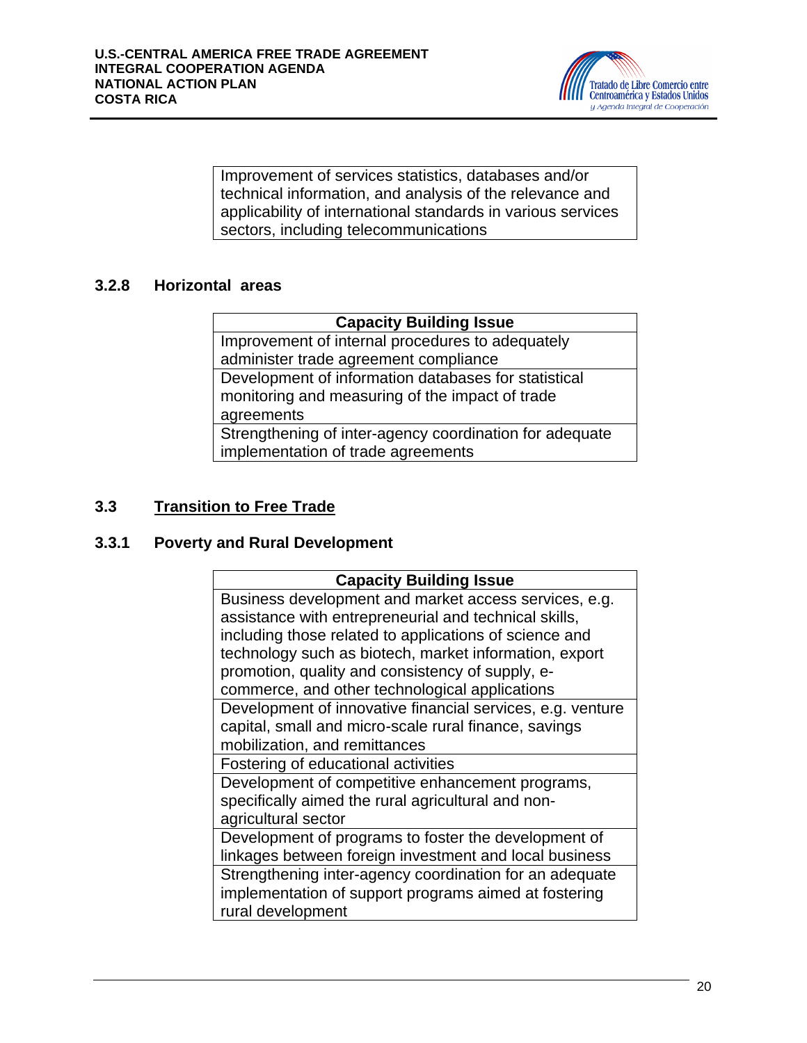| Improvement of services statistics, databases and/or technical information, and analysis of the relevance and applicability of international standards in various services sectors, including telecommunications |
|---|

### 3.2.8 Horizontal areas

| Capacity Building Issue |
|---|
| Improvement of internal procedures to adequately administer trade agreement compliance |
| Development of information databases for statistical monitoring and measuring of the impact of trade agreements |
| Strengthening of inter-agency coordination for adequate implementation of trade agreements |

## 3.3 <u>Transition to Free Trade</u>

### 3.3.1 Poverty and Rural Development

| Capacity Building Issue |
|---|
| Business development and market access services, e.g. assistance with entrepreneurial and technical skills, including those related to applications of science and technology such as biotech, market information, export promotion, quality and consistency of supply, e-commerce, and other technological applications |
| Development of innovative financial services, e.g. venture capital, small and micro-scale rural finance, savings mobilization, and remittances |
| Fostering of educational activities |
| Development of competitive enhancement programs, specifically aimed the rural agricultural and non-agricultural sector |
| Development of programs to foster the development of linkages between foreign investment and local business |
| Strengthening inter-agency coordination for an adequate implementation of support programs aimed at fostering rural development |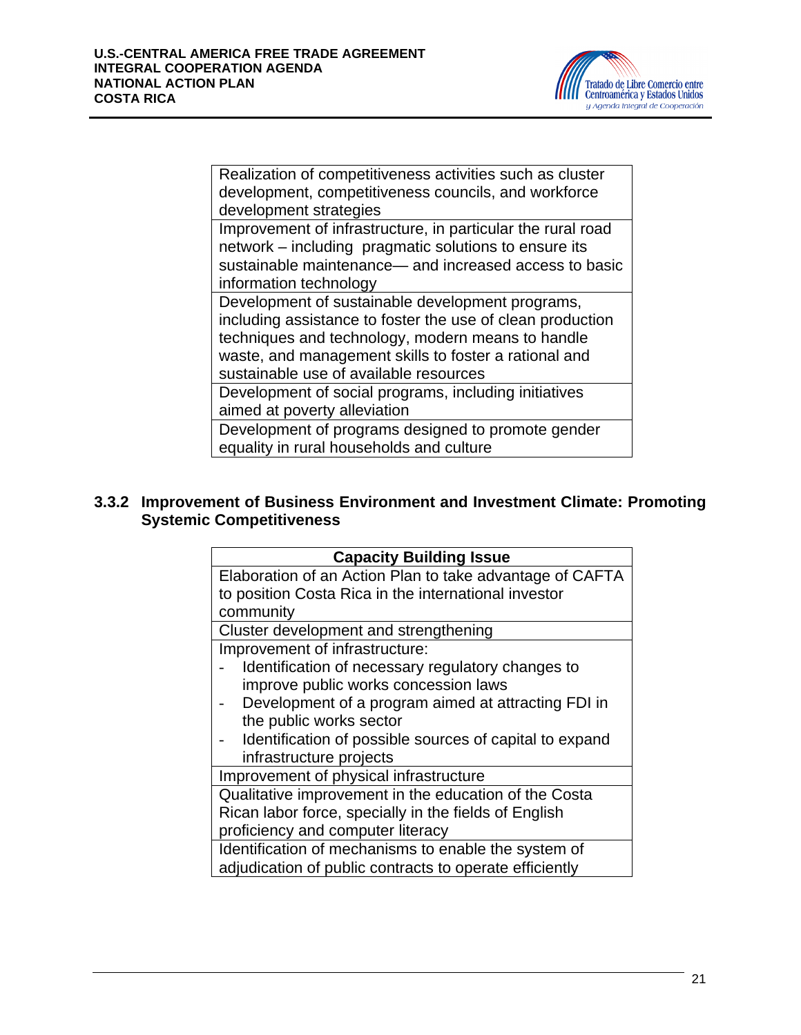| |
|---|
| Realization of competitiveness activities such as cluster development, competitiveness councils, and workforce development strategies |
| Improvement of infrastructure, in particular the rural road network – including pragmatic solutions to ensure its sustainable maintenance— and increased access to basic information technology |
| Development of sustainable development programs, including assistance to foster the use of clean production techniques and technology, modern means to handle waste, and management skills to foster a rational and sustainable use of available resources |
| Development of social programs, including initiatives aimed at poverty alleviation |
| Development of programs designed to promote gender equality in rural households and culture |

### 3.3.2 Improvement of Business Environment and Investment Climate: Promoting Systemic Competitiveness

| **Capacity Building Issue** |
|---|
| Elaboration of an Action Plan to take advantage of CAFTA to position Costa Rica in the international investor community |
| Cluster development and strengthening |
| Improvement of infrastructure:<br>- Identification of necessary regulatory changes to improve public works concession laws<br>- Development of a program aimed at attracting FDI in the public works sector<br>- Identification of possible sources of capital to expand infrastructure projects |
| Improvement of physical infrastructure |
| Qualitative improvement in the education of the Costa Rican labor force, specially in the fields of English proficiency and computer literacy |
| Identification of mechanisms to enable the system of adjudication of public contracts to operate efficiently |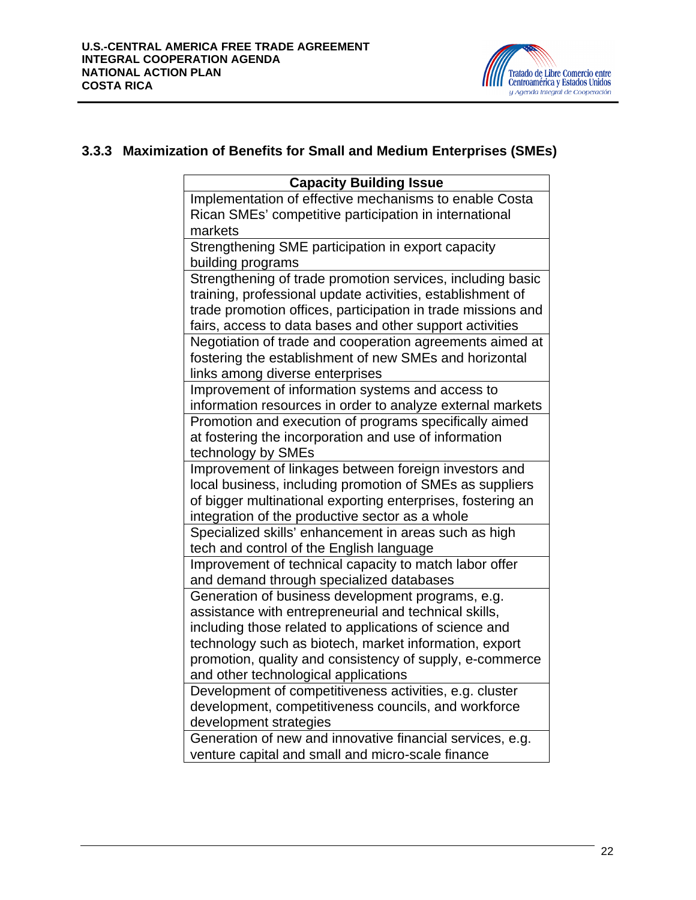### 3.3.3 Maximization of Benefits for Small and Medium Enterprises (SMEs)

| Capacity Building Issue |
|---|
| Implementation of effective mechanisms to enable Costa Rican SMEs' competitive participation in international markets |
| Strengthening SME participation in export capacity building programs |
| Strengthening of trade promotion services, including basic training, professional update activities, establishment of trade promotion offices, participation in trade missions and fairs, access to data bases and other support activities |
| Negotiation of trade and cooperation agreements aimed at fostering the establishment of new SMEs and horizontal links among diverse enterprises |
| Improvement of information systems and access to information resources in order to analyze external markets |
| Promotion and execution of programs specifically aimed at fostering the incorporation and use of information technology by SMEs |
| Improvement of linkages between foreign investors and local business, including promotion of SMEs as suppliers of bigger multinational exporting enterprises, fostering an integration of the productive sector as a whole |
| Specialized skills' enhancement in areas such as high tech and control of the English language |
| Improvement of technical capacity to match labor offer and demand through specialized databases |
| Generation of business development programs, e.g. assistance with entrepreneurial and technical skills, including those related to applications of science and technology such as biotech, market information, export promotion, quality and consistency of supply, e-commerce and other technological applications |
| Development of competitiveness activities, e.g. cluster development, competitiveness councils, and workforce development strategies |
| Generation of new and innovative financial services, e.g. venture capital and small and micro-scale finance |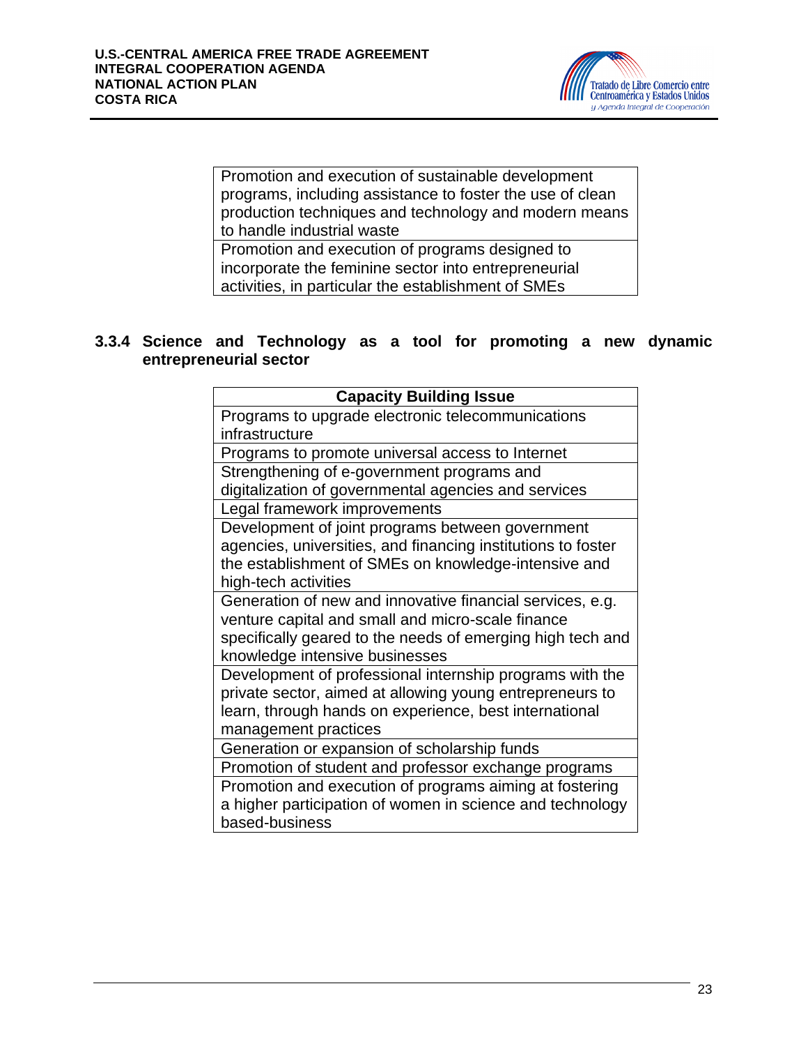| Promotion and execution of sustainable development programs, including assistance to foster the use of clean production techniques and technology and modern means to handle industrial waste |
| --- |
| Promotion and execution of programs designed to incorporate the feminine sector into entrepreneurial activities, in particular the establishment of SMEs |

### 3.3.4 Science and Technology as a tool for promoting a new dynamic entrepreneurial sector

| Capacity Building Issue |
| --- |
| Programs to upgrade electronic telecommunications infrastructure |
| Programs to promote universal access to Internet |
| Strengthening of e-government programs and digitalization of governmental agencies and services |
| Legal framework improvements |
| Development of joint programs between government agencies, universities, and financing institutions to foster the establishment of SMEs on knowledge-intensive and high-tech activities |
| Generation of new and innovative financial services, e.g. venture capital and small and micro-scale finance specifically geared to the needs of emerging high tech and knowledge intensive businesses |
| Development of professional internship programs with the private sector, aimed at allowing young entrepreneurs to learn, through hands on experience, best international management practices |
| Generation or expansion of scholarship funds |
| Promotion of student and professor exchange programs |
| Promotion and execution of programs aiming at fostering a higher participation of women in science and technology based-business |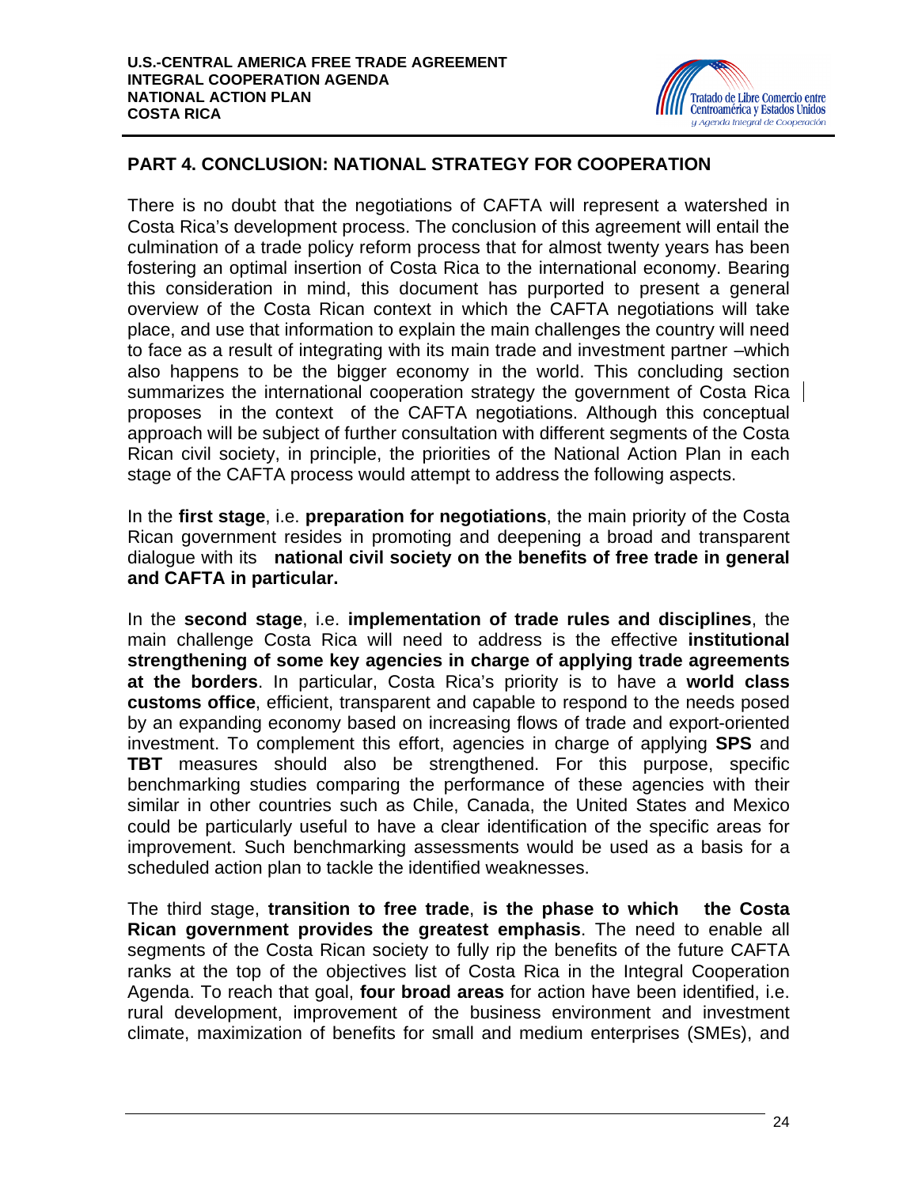## PART 4. CONCLUSION: NATIONAL STRATEGY FOR COOPERATION

There is no doubt that the negotiations of CAFTA will represent a watershed in Costa Rica's development process. The conclusion of this agreement will entail the culmination of a trade policy reform process that for almost twenty years has been fostering an optimal insertion of Costa Rica to the international economy. Bearing this consideration in mind, this document has purported to present a general overview of the Costa Rican context in which the CAFTA negotiations will take place, and use that information to explain the main challenges the country will need to face as a result of integrating with its main trade and investment partner –which also happens to be the bigger economy in the world. This concluding section summarizes the international cooperation strategy the government of Costa Rica proposes in the context of the CAFTA negotiations. Although this conceptual approach will be subject of further consultation with different segments of the Costa Rican civil society, in principle, the priorities of the National Action Plan in each stage of the CAFTA process would attempt to address the following aspects.

In the **first stage**, i.e. **preparation for negotiations**, the main priority of the Costa Rican government resides in promoting and deepening a broad and transparent dialogue with its **national civil society on the benefits of free trade in general and CAFTA in particular.**

In the **second stage**, i.e. **implementation of trade rules and disciplines**, the main challenge Costa Rica will need to address is the effective **institutional strengthening of some key agencies in charge of applying trade agreements at the borders**. In particular, Costa Rica's priority is to have a **world class customs office**, efficient, transparent and capable to respond to the needs posed by an expanding economy based on increasing flows of trade and export-oriented investment. To complement this effort, agencies in charge of applying **SPS** and **TBT** measures should also be strengthened. For this purpose, specific benchmarking studies comparing the performance of these agencies with their similar in other countries such as Chile, Canada, the United States and Mexico could be particularly useful to have a clear identification of the specific areas for improvement. Such benchmarking assessments would be used as a basis for a scheduled action plan to tackle the identified weaknesses.

The third stage, **transition to free trade**, **is the phase to which the Costa Rican government provides the greatest emphasis**. The need to enable all segments of the Costa Rican society to fully rip the benefits of the future CAFTA ranks at the top of the objectives list of Costa Rica in the Integral Cooperation Agenda. To reach that goal, **four broad areas** for action have been identified, i.e. rural development, improvement of the business environment and investment climate, maximization of benefits for small and medium enterprises (SMEs), and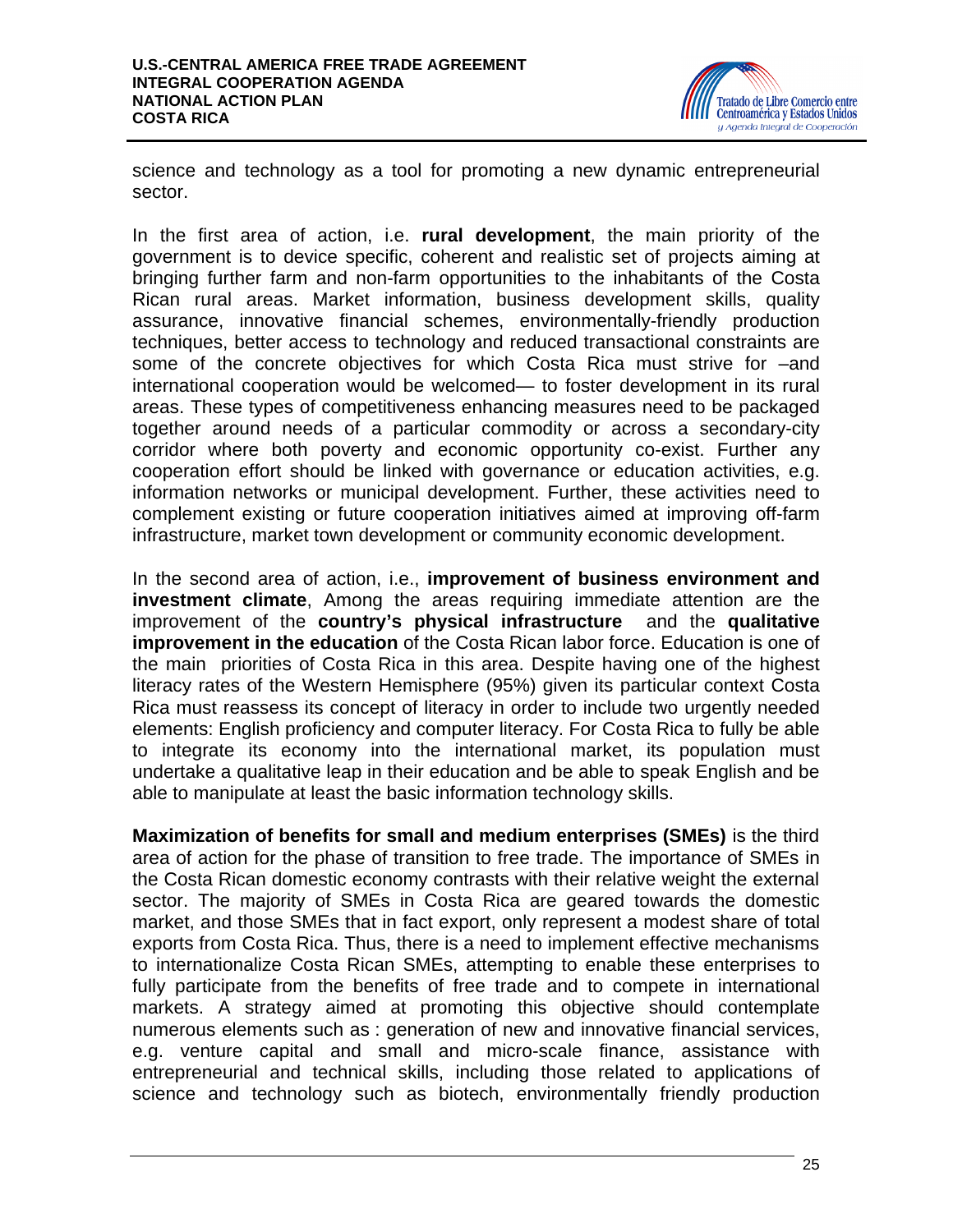science and technology as a tool for promoting a new dynamic entrepreneurial sector.

In the first area of action, i.e. **rural development**, the main priority of the government is to device specific, coherent and realistic set of projects aiming at bringing further farm and non-farm opportunities to the inhabitants of the Costa Rican rural areas. Market information, business development skills, quality assurance, innovative financial schemes, environmentally-friendly production techniques, better access to technology and reduced transactional constraints are some of the concrete objectives for which Costa Rica must strive for –and international cooperation would be welcomed— to foster development in its rural areas. These types of competitiveness enhancing measures need to be packaged together around needs of a particular commodity or across a secondary-city corridor where both poverty and economic opportunity co-exist. Further any cooperation effort should be linked with governance or education activities, e.g. information networks or municipal development. Further, these activities need to complement existing or future cooperation initiatives aimed at improving off-farm infrastructure, market town development or community economic development.

In the second area of action, i.e., **improvement of business environment and investment climate**, Among the areas requiring immediate attention are the improvement of the **country's physical infrastructure** and the **qualitative improvement in the education** of the Costa Rican labor force. Education is one of the main priorities of Costa Rica in this area. Despite having one of the highest literacy rates of the Western Hemisphere (95%) given its particular context Costa Rica must reassess its concept of literacy in order to include two urgently needed elements: English proficiency and computer literacy. For Costa Rica to fully be able to integrate its economy into the international market, its population must undertake a qualitative leap in their education and be able to speak English and be able to manipulate at least the basic information technology skills.

**Maximization of benefits for small and medium enterprises (SMEs)** is the third area of action for the phase of transition to free trade. The importance of SMEs in the Costa Rican domestic economy contrasts with their relative weight the external sector. The majority of SMEs in Costa Rica are geared towards the domestic market, and those SMEs that in fact export, only represent a modest share of total exports from Costa Rica. Thus, there is a need to implement effective mechanisms to internationalize Costa Rican SMEs, attempting to enable these enterprises to fully participate from the benefits of free trade and to compete in international markets. A strategy aimed at promoting this objective should contemplate numerous elements such as : generation of new and innovative financial services, e.g. venture capital and small and micro-scale finance, assistance with entrepreneurial and technical skills, including those related to applications of science and technology such as biotech, environmentally friendly production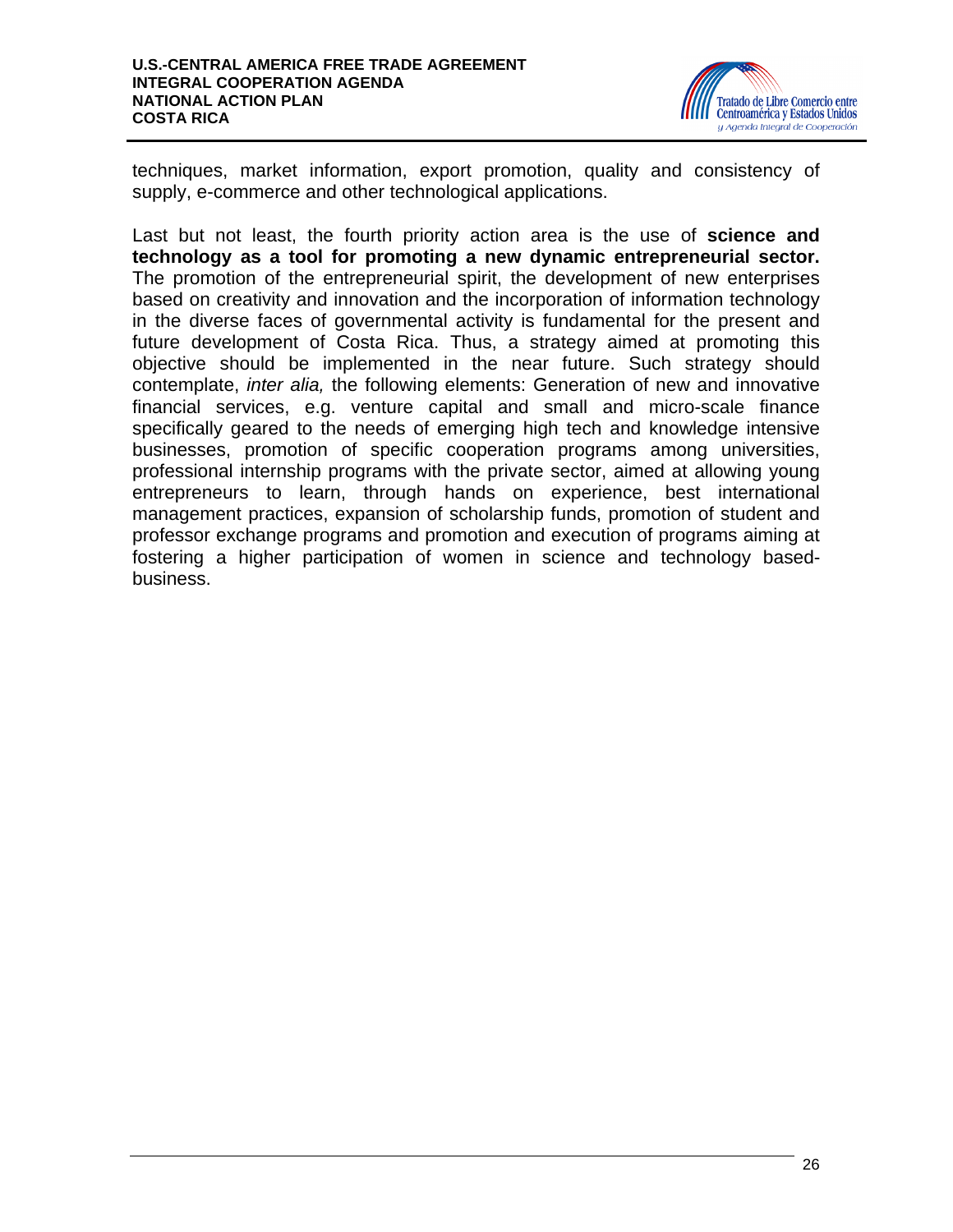techniques, market information, export promotion, quality and consistency of supply, e-commerce and other technological applications.

Last but not least, the fourth priority action area is the use of **science and technology as a tool for promoting a new dynamic entrepreneurial sector.** The promotion of the entrepreneurial spirit, the development of new enterprises based on creativity and innovation and the incorporation of information technology in the diverse faces of governmental activity is fundamental for the present and future development of Costa Rica. Thus, a strategy aimed at promoting this objective should be implemented in the near future. Such strategy should contemplate, *inter alia,* the following elements: Generation of new and innovative financial services, e.g. venture capital and small and micro-scale finance specifically geared to the needs of emerging high tech and knowledge intensive businesses, promotion of specific cooperation programs among universities, professional internship programs with the private sector, aimed at allowing young entrepreneurs to learn, through hands on experience, best international management practices, expansion of scholarship funds, promotion of student and professor exchange programs and promotion and execution of programs aiming at fostering a higher participation of women in science and technology based-business.